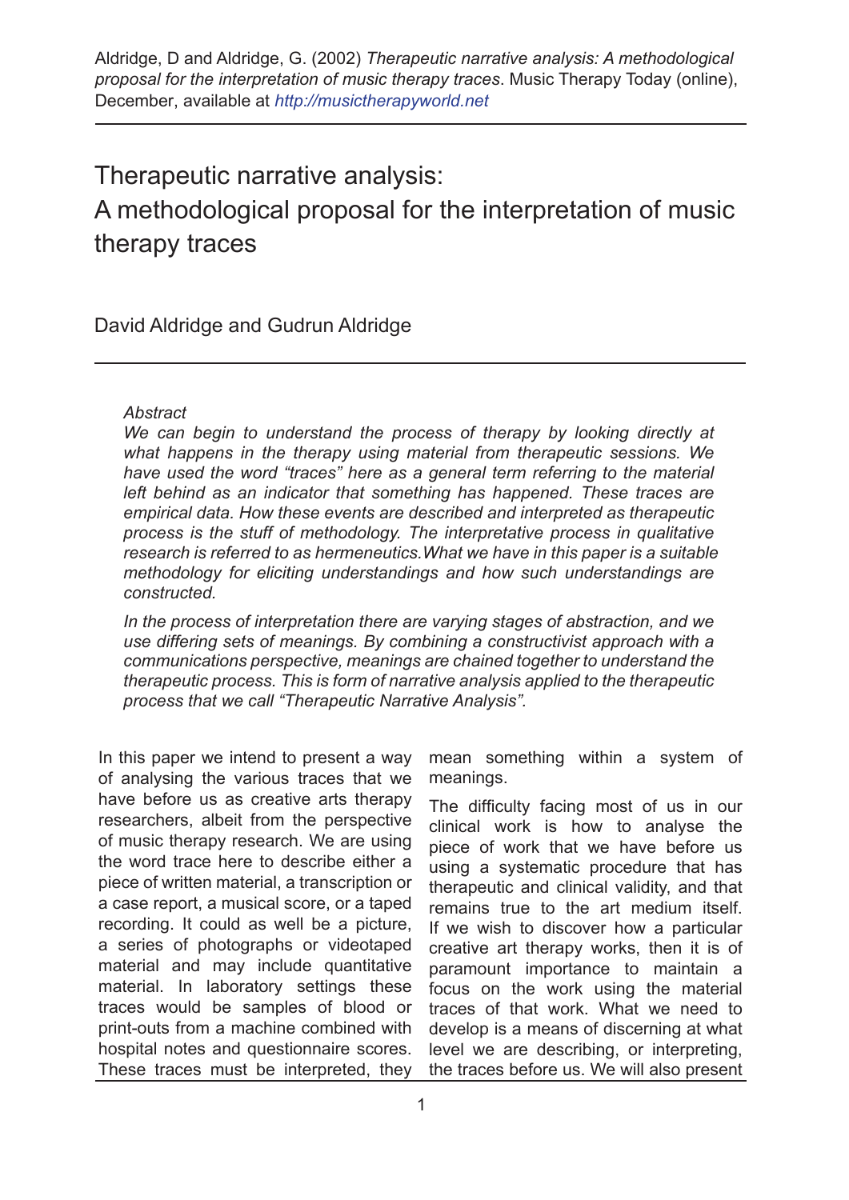Aldridge, D and Aldridge, G. (2002) *Therapeutic narrative analysis: A methodological proposal for the interpretation of music therapy traces*. Music Therapy Today (online), December, available at *http://musictherapyworld.net*

# Therapeutic narrative analysis: A methodological proposal for the interpretation of music therapy traces

David Aldridge and Gudrun Aldridge

*Abstract*

*We can begin to understand the process of therapy by looking directly at what happens in the therapy using material from therapeutic sessions. We have used the word "traces" here as a general term referring to the material left behind as an indicator that something has happened. These traces are empirical data. How these events are described and interpreted as therapeutic process is the stuff of methodology. The interpretative process in qualitative research is referred to as hermeneutics.What we have in this paper is a suitable methodology for eliciting understandings and how such understandings are constructed.*

*In the process of interpretation there are varying stages of abstraction, and we use differing sets of meanings. By combining a constructivist approach with a communications perspective, meanings are chained together to understand the therapeutic process. This is form of narrative analysis applied to the therapeutic process that we call "Therapeutic Narrative Analysis".*

In this paper we intend to present a way of analysing the various traces that we have before us as creative arts therapy researchers, albeit from the perspective of music therapy research. We are using the word trace here to describe either a piece of written material, a transcription or a case report, a musical score, or a taped recording. It could as well be a picture, a series of photographs or videotaped material and may include quantitative material. In laboratory settings these traces would be samples of blood or print-outs from a machine combined with hospital notes and questionnaire scores. These traces must be interpreted, they mean something within a system of meanings.

The difficulty facing most of us in our clinical work is how to analyse the piece of work that we have before us using a systematic procedure that has therapeutic and clinical validity, and that remains true to the art medium itself. If we wish to discover how a particular creative art therapy works, then it is of paramount importance to maintain a focus on the work using the material traces of that work. What we need to develop is a means of discerning at what level we are describing, or interpreting, the traces before us. We will also present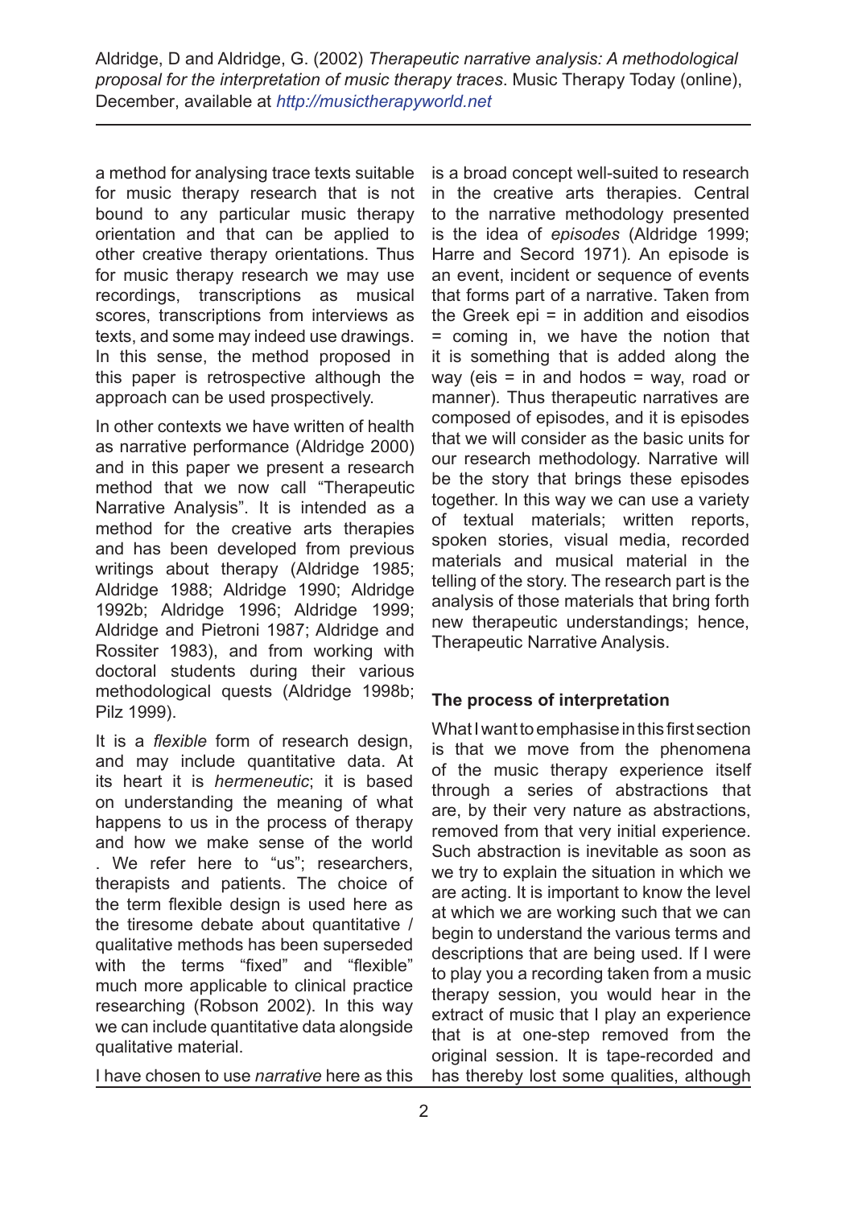a method for analysing trace texts suitable for music therapy research that is not bound to any particular music therapy orientation and that can be applied to other creative therapy orientations. Thus for music therapy research we may use recordings, transcriptions as musical scores, transcriptions from interviews as texts, and some may indeed use drawings. In this sense, the method proposed in this paper is retrospective although the approach can be used prospectively.

In other contexts we have written of health as narrative performance (Aldridge 2000) and in this paper we present a research method that we now call "Therapeutic Narrative Analysis". It is intended as a method for the creative arts therapies and has been developed from previous writings about therapy (Aldridge 1985; Aldridge 1988; Aldridge 1990; Aldridge 1992b; Aldridge 1996; Aldridge 1999; Aldridge and Pietroni 1987; Aldridge and Rossiter 1983), and from working with doctoral students during their various methodological quests (Aldridge 1998b; Pilz 1999).

It is a *flexible* form of research design, and may include quantitative data. At its heart it is *hermeneutic*; it is based on understanding the meaning of what happens to us in the process of therapy and how we make sense of the world . We refer here to "us"; researchers, therapists and patients. The choice of the term flexible design is used here as the tiresome debate about quantitative / qualitative methods has been superseded with the terms "fixed" and "flexible" much more applicable to clinical practice researching (Robson 2002). In this way we can include quantitative data alongside qualitative material.

I have chosen to use *narrative* here as this is a broad concept well-suited to research in the creative arts therapies. Central to the narrative methodology presented is the idea of *episodes* (Aldridge 1999; Harre and Secord 1971). An episode is an event, incident or sequence of events that forms part of a narrative. Taken from the Greek epi = in addition and eisodios = coming in, we have the notion that it is something that is added along the way (eis = in and hodos = way, road or manner). Thus therapeutic narratives are composed of episodes, and it is episodes that we will consider as the basic units for our research methodology. Narrative will be the story that brings these episodes together. In this way we can use a variety of textual materials; written reports, spoken stories, visual media, recorded materials and musical material in the telling of the story. The research part is the analysis of those materials that bring forth new therapeutic understandings; hence, Therapeutic Narrative Analysis.

## The process of interpretation

What I want to emphasise in this first section is that we move from the phenomena of the music therapy experience itself through a series of abstractions that are, by their very nature as abstractions, removed from that very initial experience. Such abstraction is inevitable as soon as we try to explain the situation in which we are acting. It is important to know the level at which we are working such that we can begin to understand the various terms and descriptions that are being used. If I were to play you a recording taken from a music therapy session, you would hear in the extract of music that I play an experience that is at one-step removed from the original session. It is tape-recorded and has thereby lost some qualities, although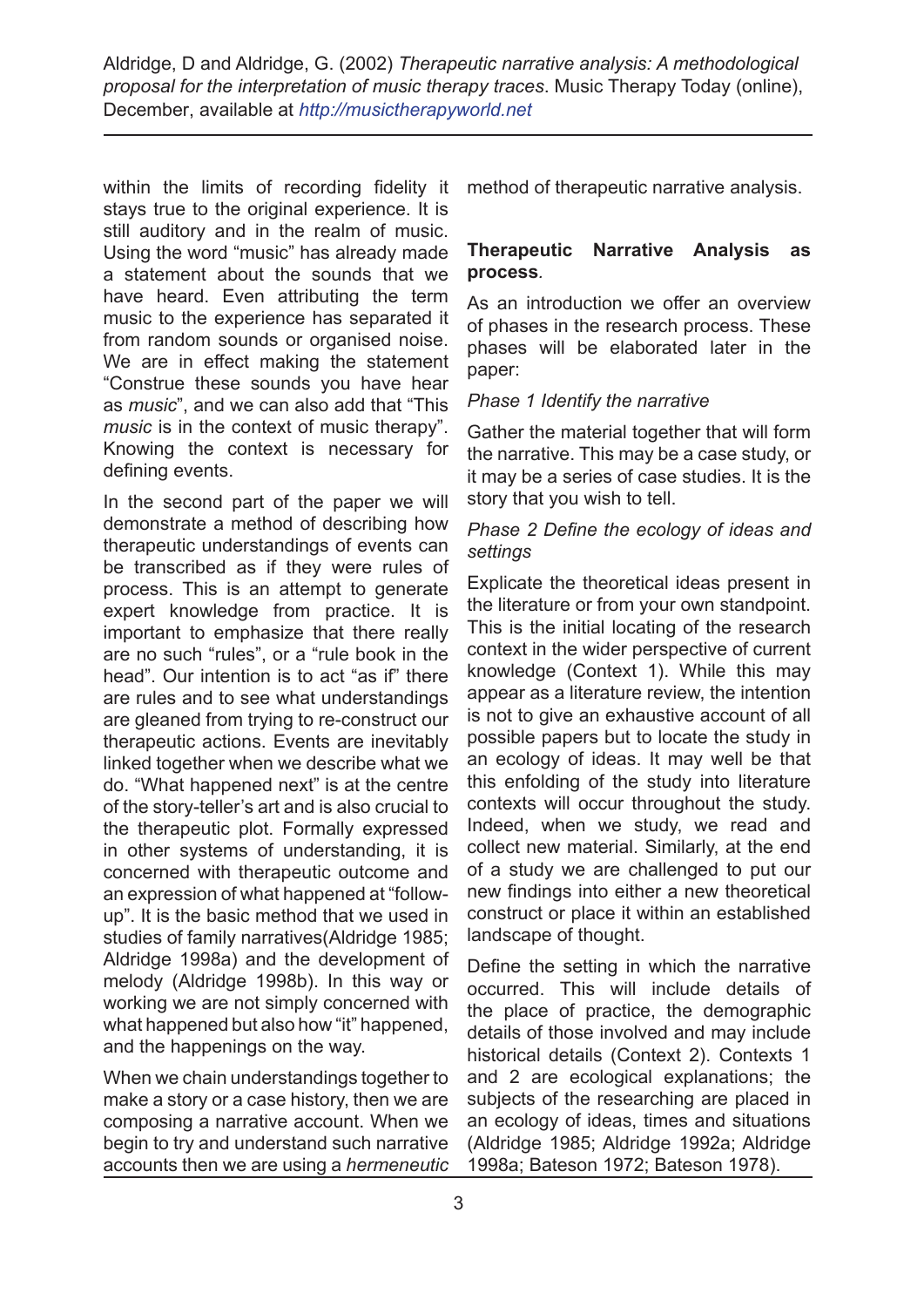within the limits of recording fidelity it stays true to the original experience. It is still auditory and in the realm of music. Using the word "music" has already made a statement about the sounds that we have heard. Even attributing the term music to the experience has separated it from random sounds or organised noise. We are in effect making the statement "Construe these sounds you have hear as *music*", and we can also add that "This *music* is in the context of music therapy". Knowing the context is necessary for defining events.

In the second part of the paper we will demonstrate a method of describing how therapeutic understandings of events can be transcribed as if they were rules of process. This is an attempt to generate expert knowledge from practice. It is important to emphasize that there really are no such "rules", or a "rule book in the head". Our intention is to act "as if" there are rules and to see what understandings are gleaned from trying to re-construct our therapeutic actions. Events are inevitably linked together when we describe what we do. "What happened next" is at the centre of the story-teller's art and is also crucial to the therapeutic plot. Formally expressed in other systems of understanding, it is concerned with therapeutic outcome and an expression of what happened at "follow-up". It is the basic method that we used in studies of family narratives(Aldridge 1985; Aldridge 1998a) and the development of melody (Aldridge 1998b). In this way or working we are not simply concerned with what happened but also how "it" happened, and the happenings on the way.

When we chain understandings together to make a story or a case history, then we are composing a narrative account. When we begin to try and understand such narrative accounts then we are using a *hermeneutic* method of therapeutic narrative analysis.

**Therapeutic Narrative Analysis as process**.

As an introduction we offer an overview of phases in the research process. These phases will be elaborated later in the paper:

*Phase 1 Identify the narrative*

Gather the material together that will form the narrative. This may be a case study, or it may be a series of case studies. It is the story that you wish to tell.

*Phase 2 Define the ecology of ideas and settings*

Explicate the theoretical ideas present in the literature or from your own standpoint. This is the initial locating of the research context in the wider perspective of current knowledge (Context 1). While this may appear as a literature review, the intention is not to give an exhaustive account of all possible papers but to locate the study in an ecology of ideas. It may well be that this enfolding of the study into literature contexts will occur throughout the study. Indeed, when we study, we read and collect new material. Similarly, at the end of a study we are challenged to put our new findings into either a new theoretical construct or place it within an established landscape of thought.

Define the setting in which the narrative occurred. This will include details of the place of practice, the demographic details of those involved and may include historical details (Context 2). Contexts 1 and 2 are ecological explanations; the subjects of the researching are placed in an ecology of ideas, times and situations (Aldridge 1985; Aldridge 1992a; Aldridge 1998a; Bateson 1972; Bateson 1978).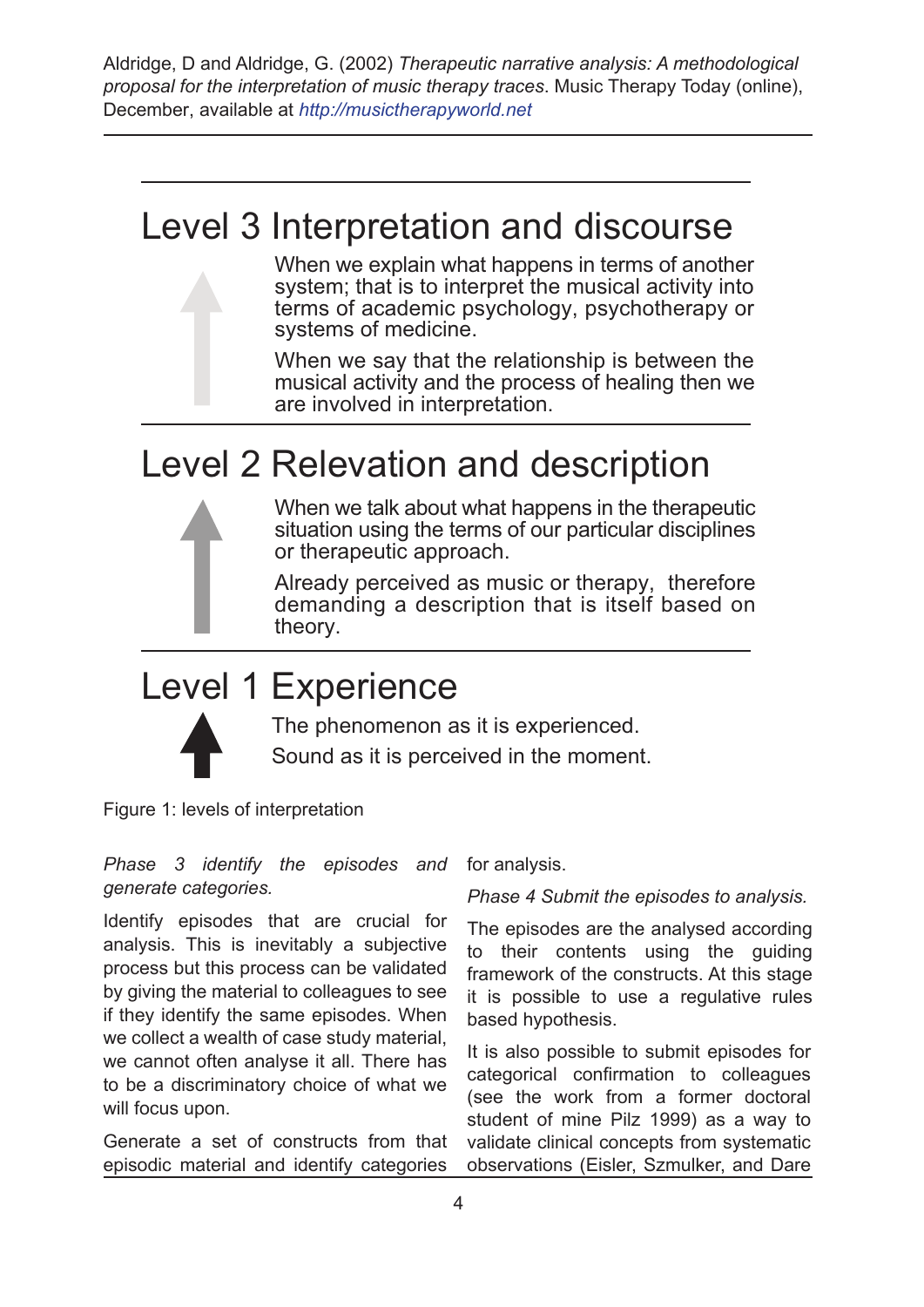## Level 3 Interpretation and discourse

When we explain what happens in terms of another system; that is to interpret the musical activity into terms of academic psychology, psychotherapy or systems of medicine.

When we say that the relationship is between the musical activity and the process of healing then we are involved in interpretation.

## Level 2 Relevation and description

When we talk about what happens in the therapeutic situation using the terms of our particular disciplines or therapeutic approach.

Already perceived as music or therapy, therefore demanding a description that is itself based on theory.

## Level 1 Experience

The phenomenon as it is experienced.

Sound as it is perceived in the moment.

Figure 1: levels of interpretation

*Phase 3 identify the episodes and generate categories.*

Identify episodes that are crucial for analysis. This is inevitably a subjective process but this process can be validated by giving the material to colleagues to see if they identify the same episodes. When we collect a wealth of case study material, we cannot often analyse it all. There has to be a discriminatory choice of what we will focus upon.

Generate a set of constructs from that episodic material and identify categories for analysis.

*Phase 4 Submit the episodes to analysis.*

The episodes are the analysed according to their contents using the guiding framework of the constructs. At this stage it is possible to use a regulative rules based hypothesis.

It is also possible to submit episodes for categorical confirmation to colleagues (see the work from a former doctoral student of mine Pilz 1999) as a way to validate clinical concepts from systematic observations (Eisler, Szmulker, and Dare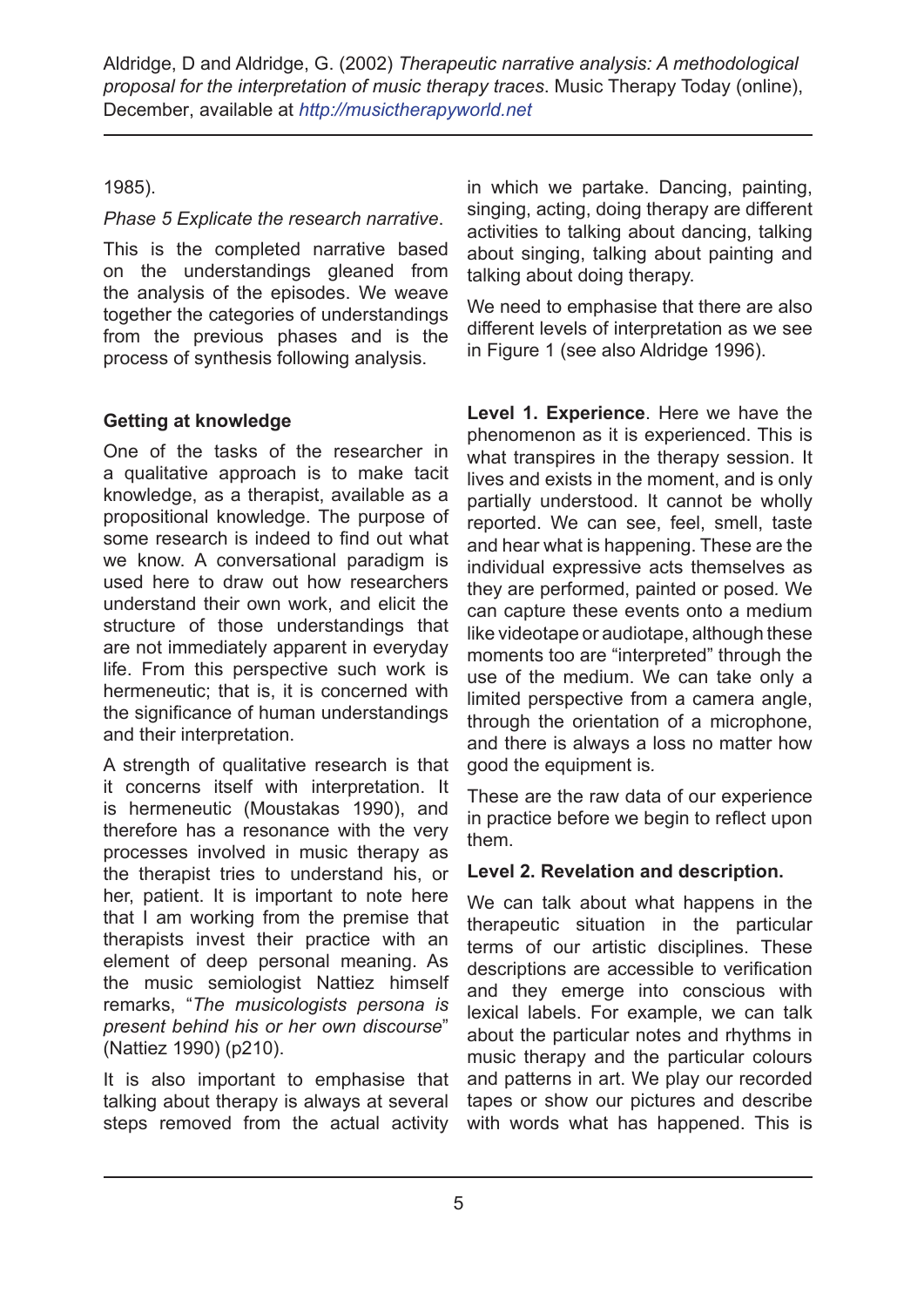1985).

*Phase 5 Explicate the research narrative*.

This is the completed narrative based on the understandings gleaned from the analysis of the episodes. We weave together the categories of understandings from the previous phases and is the process of synthesis following analysis.

**Getting at knowledge**

One of the tasks of the researcher in a qualitative approach is to make tacit knowledge, as a therapist, available as a propositional knowledge. The purpose of some research is indeed to find out what we know. A conversational paradigm is used here to draw out how researchers understand their own work, and elicit the structure of those understandings that are not immediately apparent in everyday life. From this perspective such work is hermeneutic; that is, it is concerned with the significance of human understandings and their interpretation.

A strength of qualitative research is that it concerns itself with interpretation. It is hermeneutic (Moustakas 1990), and therefore has a resonance with the very processes involved in music therapy as the therapist tries to understand his, or her, patient. It is important to note here that I am working from the premise that therapists invest their practice with an element of deep personal meaning. As the music semiologist Nattiez himself remarks, "*The musicologists persona is present behind his or her own discourse*" (Nattiez 1990) (p210).

It is also important to emphasise that talking about therapy is always at several steps removed from the actual activity in which we partake. Dancing, painting, singing, acting, doing therapy are different activities to talking about dancing, talking about singing, talking about painting and talking about doing therapy.

We need to emphasise that there are also different levels of interpretation as we see in Figure 1 (see also Aldridge 1996).

**Level 1. Experience**. Here we have the phenomenon as it is experienced. This is what transpires in the therapy session. It lives and exists in the moment, and is only partially understood. It cannot be wholly reported. We can see, feel, smell, taste and hear what is happening. These are the individual expressive acts themselves as they are performed, painted or posed. We can capture these events onto a medium like videotape or audiotape, although these moments too are "interpreted" through the use of the medium. We can take only a limited perspective from a camera angle, through the orientation of a microphone, and there is always a loss no matter how good the equipment is.

These are the raw data of our experience in practice before we begin to reflect upon them.

**Level 2. Revelation and description.**

We can talk about what happens in the therapeutic situation in the particular terms of our artistic disciplines. These descriptions are accessible to verification and they emerge into conscious with lexical labels. For example, we can talk about the particular notes and rhythms in music therapy and the particular colours and patterns in art. We play our recorded tapes or show our pictures and describe with words what has happened. This is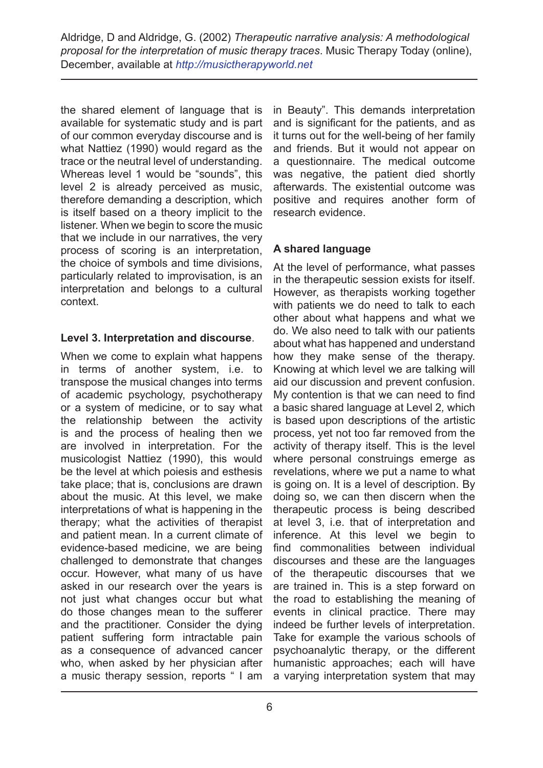the shared element of language that is available for systematic study and is part of our common everyday discourse and is what Nattiez (1990) would regard as the trace or the neutral level of understanding. Whereas level 1 would be "sounds", this level 2 is already perceived as music, therefore demanding a description, which is itself based on a theory implicit to the listener. When we begin to score the music that we include in our narratives, the very process of scoring is an interpretation, the choice of symbols and time divisions, particularly related to improvisation, is an interpretation and belongs to a cultural context.

### Level 3. Interpretation and discourse.

When we come to explain what happens in terms of another system, i.e. to transpose the musical changes into terms of academic psychology, psychotherapy or a system of medicine, or to say what the relationship between the activity is and the process of healing then we are involved in interpretation. For the musicologist Nattiez (1990), this would be the level at which poiesis and esthesis take place; that is, conclusions are drawn about the music. At this level, we make interpretations of what is happening in the therapy; what the activities of therapist and patient mean. In a current climate of evidence-based medicine, we are being challenged to demonstrate that changes occur. However, what many of us have asked in our research over the years is not just what changes occur but what do those changes mean to the sufferer and the practitioner. Consider the dying patient suffering form intractable pain as a consequence of advanced cancer who, when asked by her physician after a music therapy session, reports " I am in Beauty". This demands interpretation and is significant for the patients, and as it turns out for the well-being of her family and friends. But it would not appear on a questionnaire. The medical outcome was negative, the patient died shortly afterwards. The existential outcome was positive and requires another form of research evidence.

### A shared language

At the level of performance, what passes in the therapeutic session exists for itself. However, as therapists working together with patients we do need to talk to each other about what happens and what we do. We also need to talk with our patients about what has happened and understand how they make sense of the therapy. Knowing at which level we are talking will aid our discussion and prevent confusion. My contention is that we can need to find a basic shared language at Level 2*,* which is based upon descriptions of the artistic process, yet not too far removed from the activity of therapy itself. This is the level where personal construings emerge as revelations, where we put a name to what is going on. It is a level of description. By doing so, we can then discern when the therapeutic process is being described at level 3, i.e. that of interpretation and inference. At this level we begin to find commonalities between individual discourses and these are the languages of the therapeutic discourses that we are trained in. This is a step forward on the road to establishing the meaning of events in clinical practice. There may indeed be further levels of interpretation. Take for example the various schools of psychoanalytic therapy, or the different humanistic approaches; each will have a varying interpretation system that may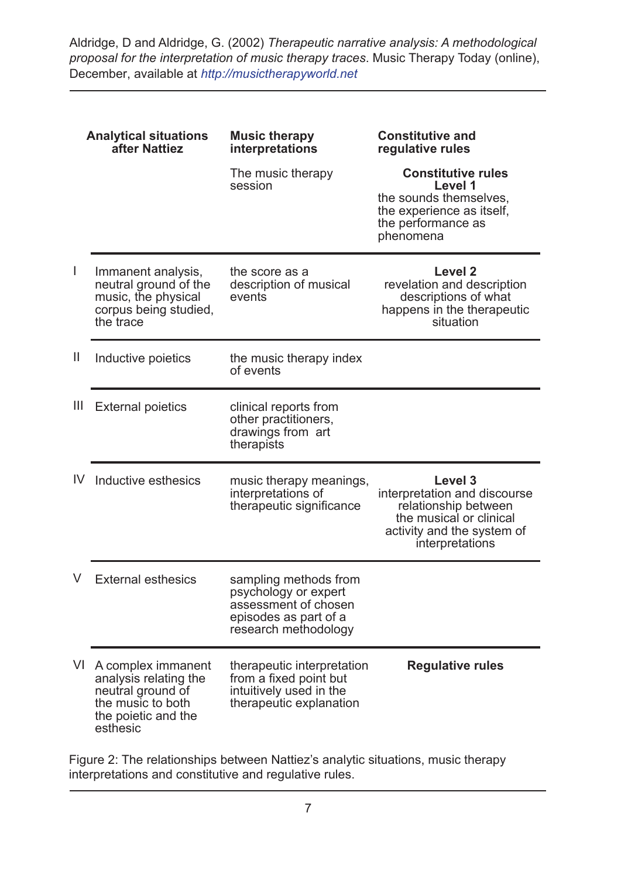| | Analytical situations after Nattiez | Music therapy interpretations | Constitutive and regulative rules |
|---|---|---|---|
| | | The music therapy session | **Constitutive rules** **Level 1** the sounds themselves, the experience as itself, the performance as phenomena |
| I | Immanent analysis, neutral ground of the music, the physical corpus being studied, the trace | the score as a description of musical events | **Level 2** revelation and description descriptions of what happens in the therapeutic situation |
| II | Inductive poietics | the music therapy index of events | |
| III | External poietics | clinical reports from other practitioners, drawings from art therapists | |
| IV | Inductive esthesics | music therapy meanings, interpretations of therapeutic significance | **Level 3** interpretation and discourse relationship between the musical or clinical activity and the system of interpretations |
| V | External esthesics | sampling methods from psychology or expert assessment of chosen episodes as part of a research methodology | |
| VI | A complex immanent analysis relating the neutral ground of the music to both the poietic and the esthesic | therapeutic interpretation from a fixed point but intuitively used in the therapeutic explanation | **Regulative rules** |

Figure 2: The relationships between Nattiez's analytic situations, music therapy interpretations and constitutive and regulative rules.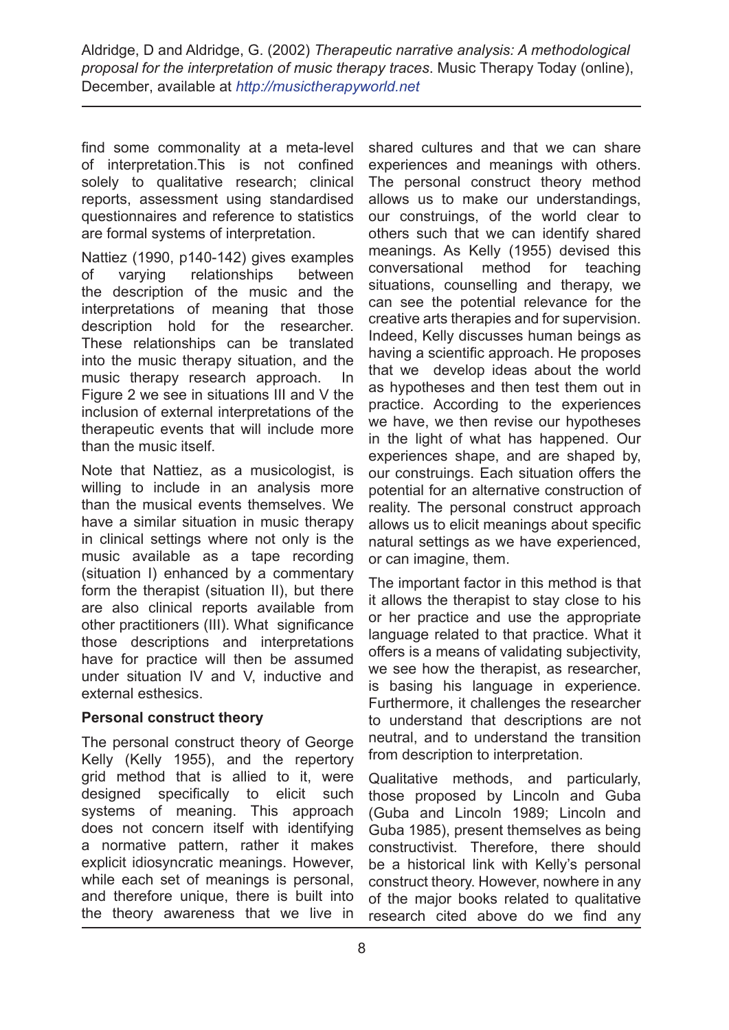find some commonality at a meta-level of interpretation.This is not confined solely to qualitative research; clinical reports, assessment using standardised questionnaires and reference to statistics are formal systems of interpretation.

Nattiez (1990, p140-142) gives examples of varying relationships between the description of the music and the interpretations of meaning that those description hold for the researcher. These relationships can be translated into the music therapy situation, and the music therapy research approach. In Figure 2 we see in situations III and V the inclusion of external interpretations of the therapeutic events that will include more than the music itself.

Note that Nattiez, as a musicologist, is willing to include in an analysis more than the musical events themselves. We have a similar situation in music therapy in clinical settings where not only is the music available as a tape recording (situation I) enhanced by a commentary form the therapist (situation II), but there are also clinical reports available from other practitioners (III). What significance those descriptions and interpretations have for practice will then be assumed under situation IV and V, inductive and external esthesics.

**Personal construct theory**

The personal construct theory of George Kelly (Kelly 1955), and the repertory grid method that is allied to it, were designed specifically to elicit such systems of meaning. This approach does not concern itself with identifying a normative pattern, rather it makes explicit idiosyncratic meanings. However, while each set of meanings is personal, and therefore unique, there is built into the theory awareness that we live in shared cultures and that we can share experiences and meanings with others. The personal construct theory method allows us to make our understandings, our construings, of the world clear to others such that we can identify shared meanings. As Kelly (1955) devised this conversational method for teaching situations, counselling and therapy, we can see the potential relevance for the creative arts therapies and for supervision. Indeed, Kelly discusses human beings as having a scientific approach. He proposes that we develop ideas about the world as hypotheses and then test them out in practice. According to the experiences we have, we then revise our hypotheses in the light of what has happened. Our experiences shape, and are shaped by, our construings. Each situation offers the potential for an alternative construction of reality. The personal construct approach allows us to elicit meanings about specific natural settings as we have experienced, or can imagine, them.

The important factor in this method is that it allows the therapist to stay close to his or her practice and use the appropriate language related to that practice. What it offers is a means of validating subjectivity, we see how the therapist, as researcher, is basing his language in experience. Furthermore, it challenges the researcher to understand that descriptions are not neutral, and to understand the transition from description to interpretation.

Qualitative methods, and particularly, those proposed by Lincoln and Guba (Guba and Lincoln 1989; Lincoln and Guba 1985), present themselves as being constructivist. Therefore, there should be a historical link with Kelly's personal construct theory. However, nowhere in any of the major books related to qualitative research cited above do we find any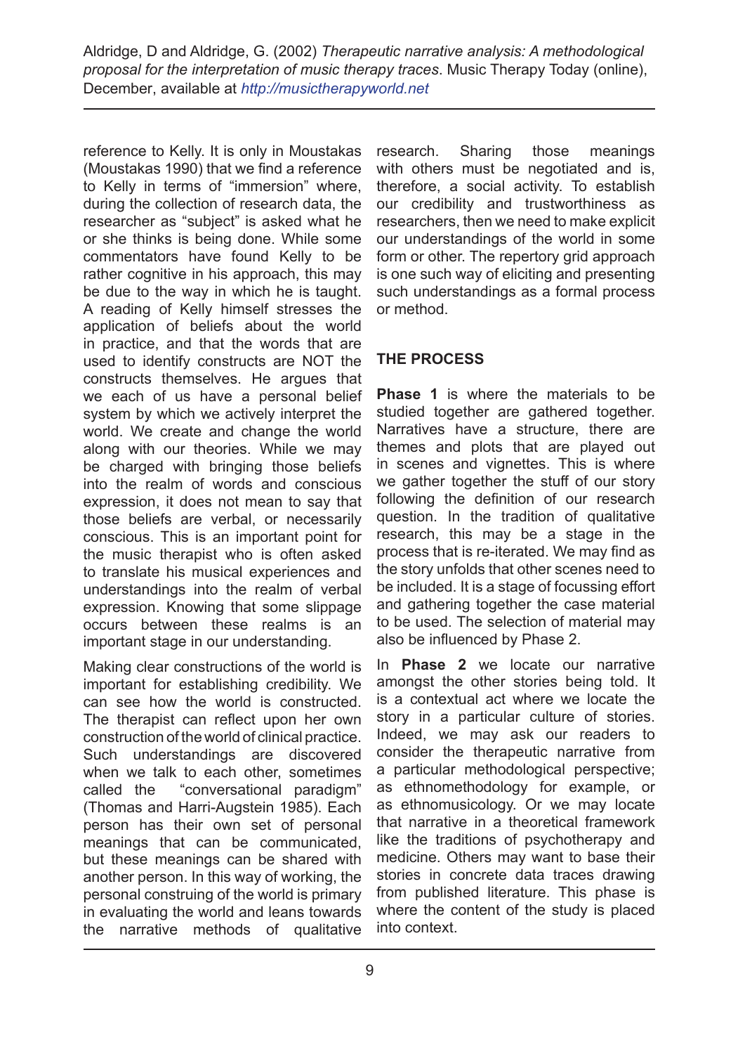reference to Kelly. It is only in Moustakas (Moustakas 1990) that we find a reference to Kelly in terms of "immersion" where, during the collection of research data, the researcher as "subject" is asked what he or she thinks is being done. While some commentators have found Kelly to be rather cognitive in his approach, this may be due to the way in which he is taught. A reading of Kelly himself stresses the application of beliefs about the world in practice, and that the words that are used to identify constructs are NOT the constructs themselves. He argues that we each of us have a personal belief system by which we actively interpret the world. We create and change the world along with our theories. While we may be charged with bringing those beliefs into the realm of words and conscious expression, it does not mean to say that those beliefs are verbal, or necessarily conscious. This is an important point for the music therapist who is often asked to translate his musical experiences and understandings into the realm of verbal expression. Knowing that some slippage occurs between these realms is an important stage in our understanding.

Making clear constructions of the world is important for establishing credibility. We can see how the world is constructed. The therapist can reflect upon her own construction of the world of clinical practice. Such understandings are discovered when we talk to each other, sometimes called the "conversational paradigm" (Thomas and Harri-Augstein 1985). Each person has their own set of personal meanings that can be communicated, but these meanings can be shared with another person. In this way of working, the personal construing of the world is primary in evaluating the world and leans towards the narrative methods of qualitative research. Sharing those meanings with others must be negotiated and is, therefore, a social activity. To establish our credibility and trustworthiness as researchers, then we need to make explicit our understandings of the world in some form or other. The repertory grid approach is one such way of eliciting and presenting such understandings as a formal process or method.

## THE PROCESS

**Phase 1** is where the materials to be studied together are gathered together. Narratives have a structure, there are themes and plots that are played out in scenes and vignettes. This is where we gather together the stuff of our story following the definition of our research question. In the tradition of qualitative research, this may be a stage in the process that is re-iterated. We may find as the story unfolds that other scenes need to be included. It is a stage of focussing effort and gathering together the case material to be used. The selection of material may also be influenced by Phase 2.

In **Phase 2** we locate our narrative amongst the other stories being told. It is a contextual act where we locate the story in a particular culture of stories. Indeed, we may ask our readers to consider the therapeutic narrative from a particular methodological perspective; as ethnomethodology for example, or as ethnomusicology. Or we may locate that narrative in a theoretical framework like the traditions of psychotherapy and medicine. Others may want to base their stories in concrete data traces drawing from published literature. This phase is where the content of the study is placed into context.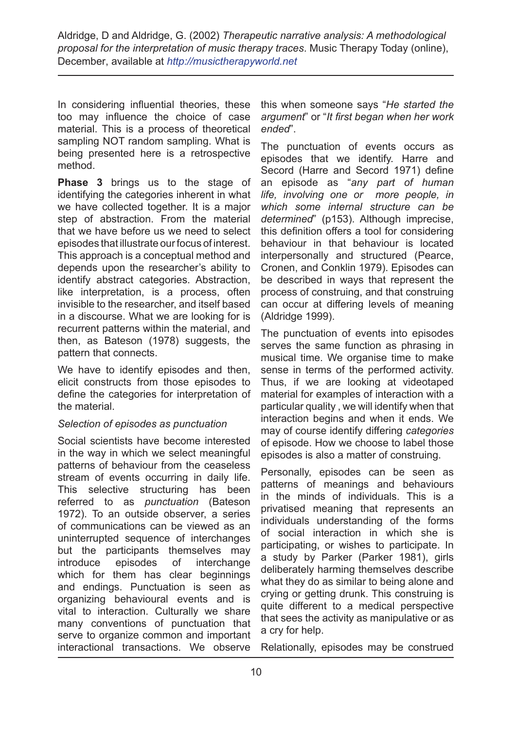In considering influential theories, these too may influence the choice of case material. This is a process of theoretical sampling NOT random sampling. What is being presented here is a retrospective method.

**Phase 3** brings us to the stage of identifying the categories inherent in what we have collected together. It is a major step of abstraction. From the material that we have before us we need to select episodes that illustrate our focus of interest. This approach is a conceptual method and depends upon the researcher's ability to identify abstract categories. Abstraction, like interpretation, is a process, often invisible to the researcher, and itself based in a discourse. What we are looking for is recurrent patterns within the material, and then, as Bateson (1978) suggests, the pattern that connects.

We have to identify episodes and then, elicit constructs from those episodes to define the categories for interpretation of the material.

*Selection of episodes as punctuation*

Social scientists have become interested in the way in which we select meaningful patterns of behaviour from the ceaseless stream of events occurring in daily life. This selective structuring has been referred to as *punctuation* (Bateson 1972). To an outside observer, a series of communications can be viewed as an uninterrupted sequence of interchanges but the participants themselves may introduce episodes of interchange which for them has clear beginnings and endings. Punctuation is seen as organizing behavioural events and is vital to interaction. Culturally we share many conventions of punctuation that serve to organize common and important interactional transactions. We observe this when someone says "*He started the argument*" or "*It first began when her work ended*".

The punctuation of events occurs as episodes that we identify. Harre and Secord (Harre and Secord 1971) define an episode as "*any part of human life, involving one or more people, in which some internal structure can be determined*" (p153). Although imprecise, this definition offers a tool for considering behaviour in that behaviour is located interpersonally and structured (Pearce, Cronen, and Conklin 1979). Episodes can be described in ways that represent the process of construing, and that construing can occur at differing levels of meaning (Aldridge 1999).

The punctuation of events into episodes serves the same function as phrasing in musical time. We organise time to make sense in terms of the performed activity. Thus, if we are looking at videotaped material for examples of interaction with a particular quality , we will identify when that interaction begins and when it ends. We may of course identify differing *categories* of episode. How we choose to label those episodes is also a matter of construing.

Personally, episodes can be seen as patterns of meanings and behaviours in the minds of individuals. This is a privatised meaning that represents an individuals understanding of the forms of social interaction in which she is participating, or wishes to participate. In a study by Parker (Parker 1981), girls deliberately harming themselves describe what they do as similar to being alone and crying or getting drunk. This construing is quite different to a medical perspective that sees the activity as manipulative or as a cry for help.

Relationally, episodes may be construed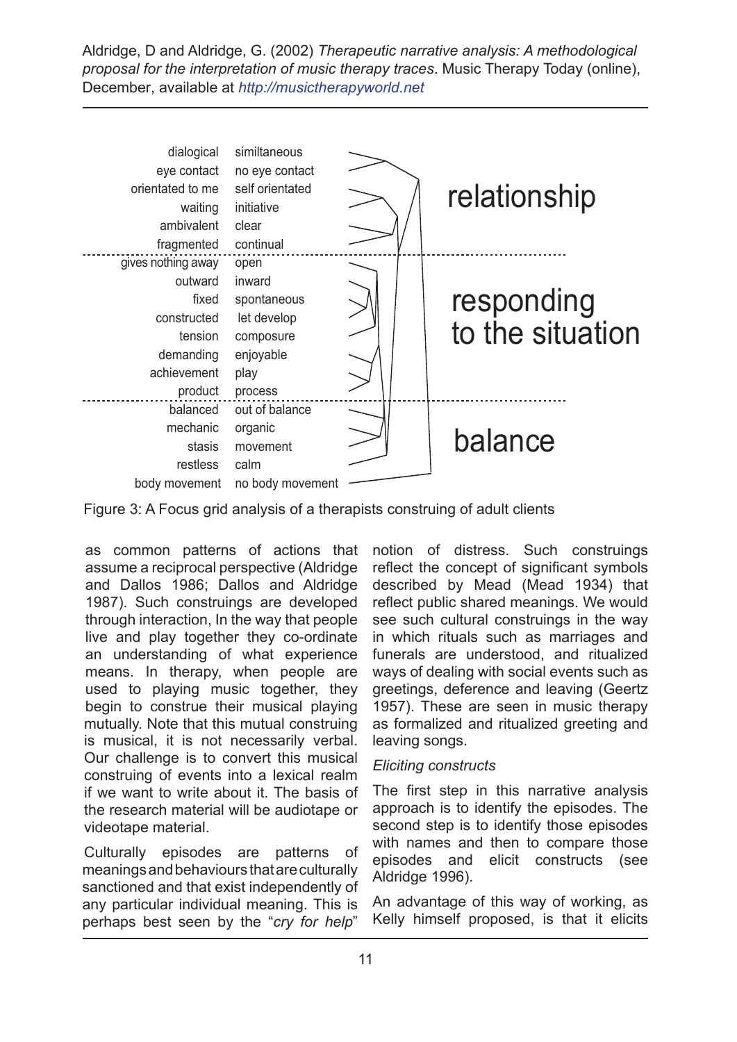| | | |
|---|---|---|
| dialogical | similtaneous | relationship |
| eye contact | no eye contact | |
| orientated to me | self orientated | |
| waiting | initiative | |
| ambivalent | clear | |
| fragmented | continual | |
| gives nothing away | open | responding to the situation |
| outward | inward | |
| fixed | spontaneous | |
| constructed | let develop | |
| tension | composure | |
| demanding | enjoyable | |
| achievement | play | |
| product | process | |
| balanced | out of balance | balance |
| mechanic | organic | |
| stasis | movement | |
| restless | calm | |
| body movement | no body movement | |

Figure 3: A Focus grid analysis of a therapists construing of adult clients

as common patterns of actions that assume a reciprocal perspective (Aldridge and Dallos 1986; Dallos and Aldridge 1987). Such construings are developed through interaction, In the way that people live and play together they co-ordinate an understanding of what experience means. In therapy, when people are used to playing music together, they begin to construe their musical playing mutually. Note that this mutual construing is musical, it is not necessarily verbal. Our challenge is to convert this musical construing of events into a lexical realm if we want to write about it. The basis of the research material will be audiotape or videotape material.

Culturally episodes are patterns of meanings and behaviours that are culturally sanctioned and that exist independently of any particular individual meaning. This is perhaps best seen by the "*cry for help*" notion of distress. Such construings reflect the concept of significant symbols described by Mead (Mead 1934) that reflect public shared meanings. We would see such cultural construings in the way in which rituals such as marriages and funerals are understood, and ritualized ways of dealing with social events such as greetings, deference and leaving (Geertz 1957). These are seen in music therapy as formalized and ritualized greeting and leaving songs.

*Eliciting constructs*

The first step in this narrative analysis approach is to identify the episodes. The second step is to identify those episodes with names and then to compare those episodes and elicit constructs (see Aldridge 1996).

An advantage of this way of working, as Kelly himself proposed, is that it elicits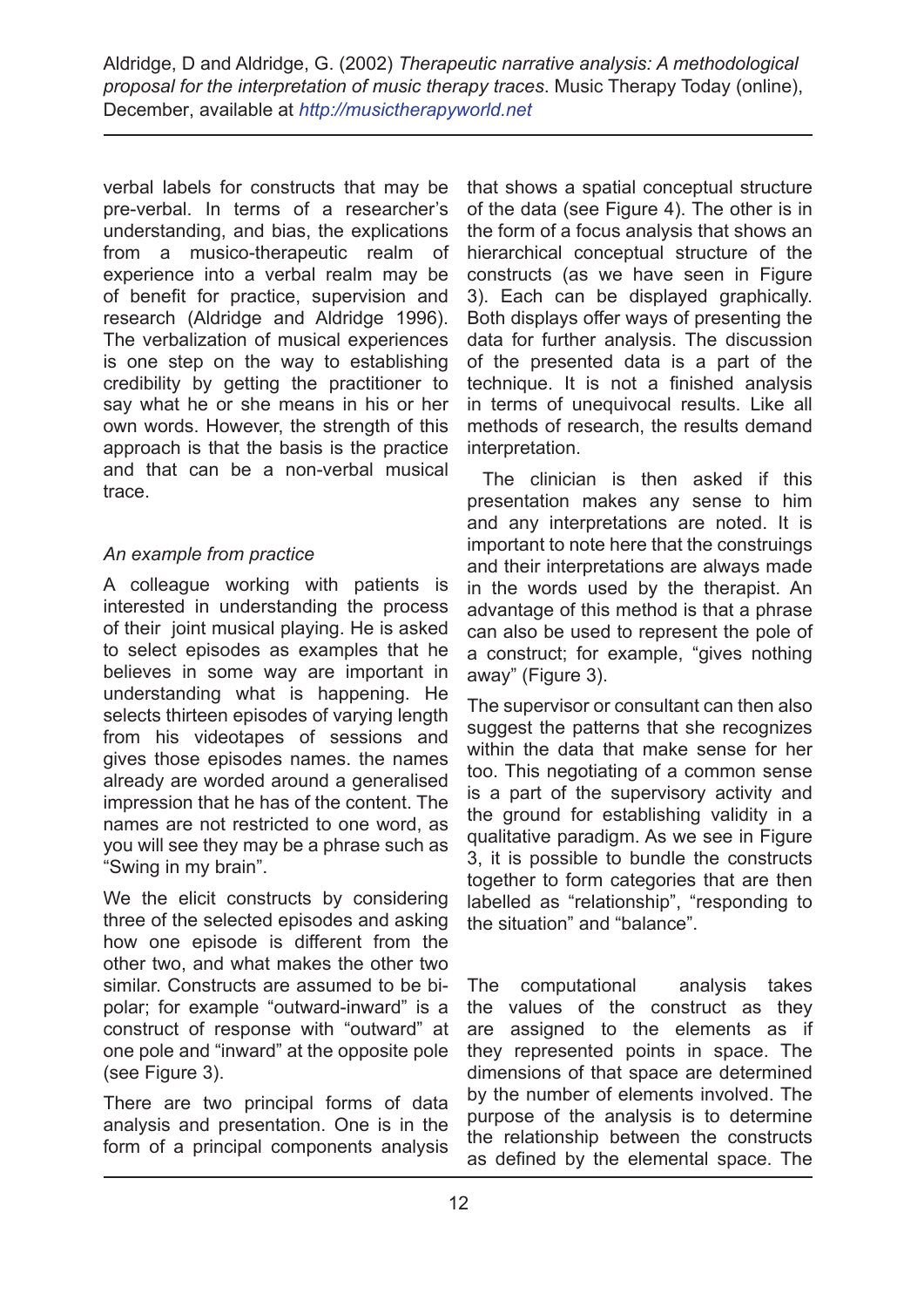verbal labels for constructs that may be pre-verbal. In terms of a researcher's understanding, and bias, the explications from a musico-therapeutic realm of experience into a verbal realm may be of benefit for practice, supervision and research (Aldridge and Aldridge 1996). The verbalization of musical experiences is one step on the way to establishing credibility by getting the practitioner to say what he or she means in his or her own words. However, the strength of this approach is that the basis is the practice and that can be a non-verbal musical trace.

*An example from practice*

A colleague working with patients is interested in understanding the process of their joint musical playing. He is asked to select episodes as examples that he believes in some way are important in understanding what is happening. He selects thirteen episodes of varying length from his videotapes of sessions and gives those episodes names. the names already are worded around a generalised impression that he has of the content. The names are not restricted to one word, as you will see they may be a phrase such as "Swing in my brain".

We the elicit constructs by considering three of the selected episodes and asking how one episode is different from the other two, and what makes the other two similar. Constructs are assumed to be bi-polar; for example "outward-inward" is a construct of response with "outward" at one pole and "inward" at the opposite pole (see Figure 3).

There are two principal forms of data analysis and presentation. One is in the form of a principal components analysis that shows a spatial conceptual structure of the data (see Figure 4). The other is in the form of a focus analysis that shows an hierarchical conceptual structure of the constructs (as we have seen in Figure 3). Each can be displayed graphically. Both displays offer ways of presenting the data for further analysis. The discussion of the presented data is a part of the technique. It is not a finished analysis in terms of unequivocal results. Like all methods of research, the results demand interpretation.

The clinician is then asked if this presentation makes any sense to him and any interpretations are noted. It is important to note here that the construings and their interpretations are always made in the words used by the therapist. An advantage of this method is that a phrase can also be used to represent the pole of a construct; for example, "gives nothing away" (Figure 3).

The supervisor or consultant can then also suggest the patterns that she recognizes within the data that make sense for her too. This negotiating of a common sense is a part of the supervisory activity and the ground for establishing validity in a qualitative paradigm. As we see in Figure 3, it is possible to bundle the constructs together to form categories that are then labelled as "relationship", "responding to the situation" and "balance".

The computational analysis takes the values of the construct as they are assigned to the elements as if they represented points in space. The dimensions of that space are determined by the number of elements involved. The purpose of the analysis is to determine the relationship between the constructs as defined by the elemental space. The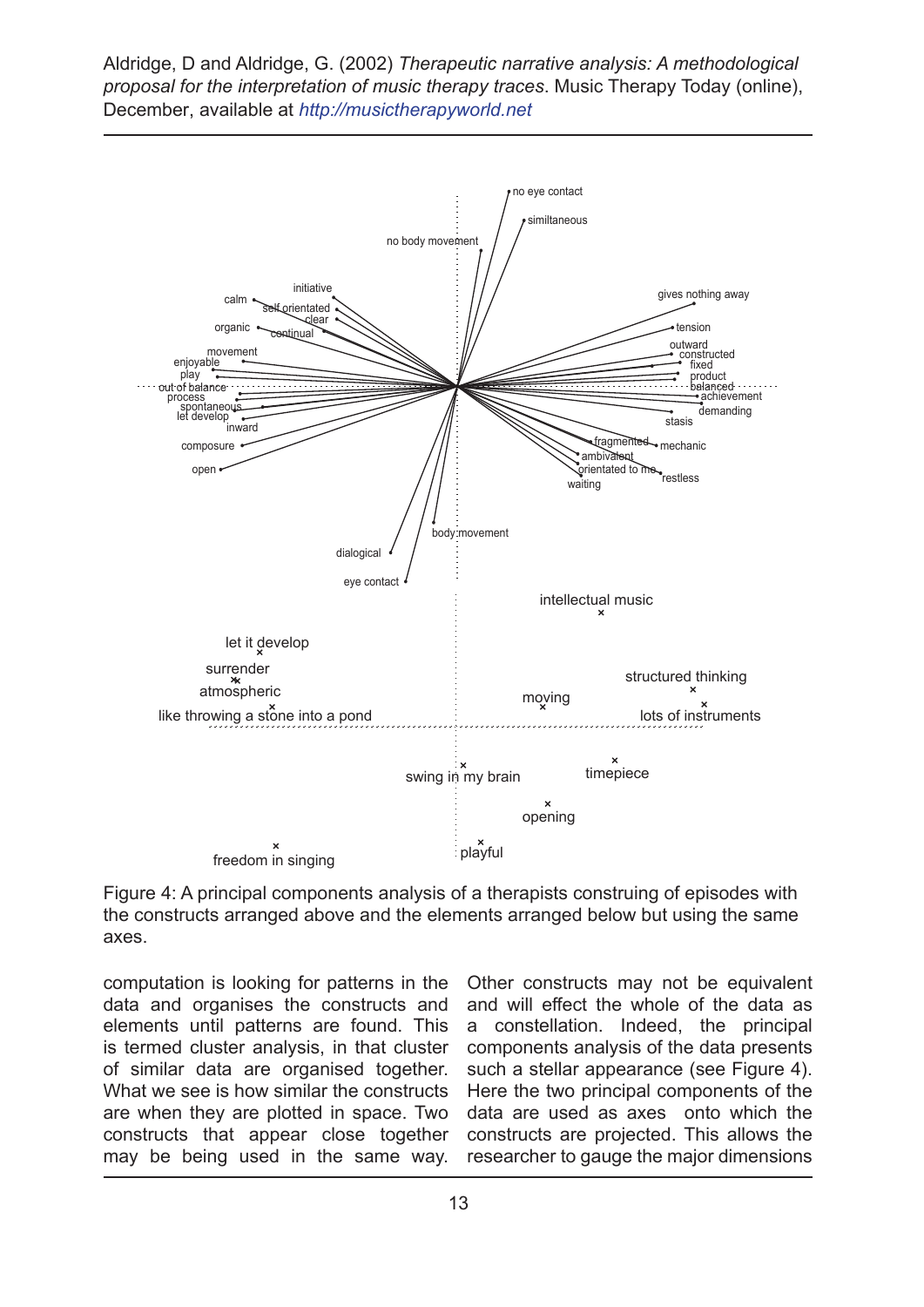Figure 4: A principal components analysis of a therapists construing of episodes with the constructs arranged above and the elements arranged below but using the same axes.

computation is looking for patterns in the data and organises the constructs and elements until patterns are found. This is termed cluster analysis, in that cluster of similar data are organised together. What we see is how similar the constructs are when they are plotted in space. Two constructs that appear close together may be being used in the same way. Other constructs may not be equivalent and will effect the whole of the data as a constellation. Indeed, the principal components analysis of the data presents such a stellar appearance (see Figure 4). Here the two principal components of the data are used as axes onto which the constructs are projected. This allows the researcher to gauge the major dimensions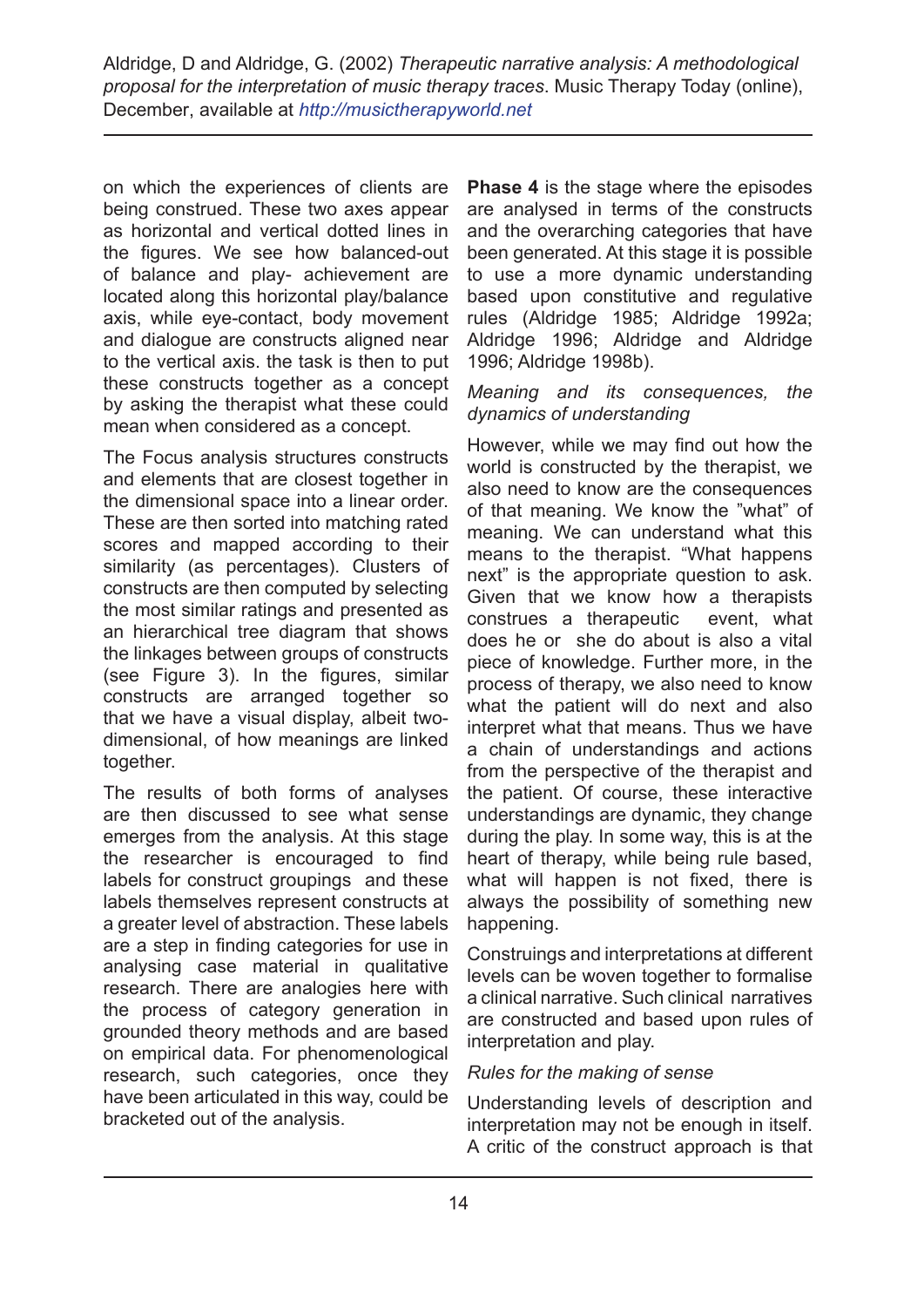on which the experiences of clients are being construed. These two axes appear as horizontal and vertical dotted lines in the figures. We see how balanced-out of balance and play- achievement are located along this horizontal play/balance axis, while eye-contact, body movement and dialogue are constructs aligned near to the vertical axis. the task is then to put these constructs together as a concept by asking the therapist what these could mean when considered as a concept.

The Focus analysis structures constructs and elements that are closest together in the dimensional space into a linear order. These are then sorted into matching rated scores and mapped according to their similarity (as percentages). Clusters of constructs are then computed by selecting the most similar ratings and presented as an hierarchical tree diagram that shows the linkages between groups of constructs (see Figure 3). In the figures, similar constructs are arranged together so that we have a visual display, albeit two-dimensional, of how meanings are linked together.

The results of both forms of analyses are then discussed to see what sense emerges from the analysis. At this stage the researcher is encouraged to find labels for construct groupings and these labels themselves represent constructs at a greater level of abstraction. These labels are a step in finding categories for use in analysing case material in qualitative research. There are analogies here with the process of category generation in grounded theory methods and are based on empirical data. For phenomenological research, such categories, once they have been articulated in this way, could be bracketed out of the analysis.

**Phase 4** is the stage where the episodes are analysed in terms of the constructs and the overarching categories that have been generated. At this stage it is possible to use a more dynamic understanding based upon constitutive and regulative rules (Aldridge 1985; Aldridge 1992a; Aldridge 1996; Aldridge and Aldridge 1996; Aldridge 1998b).

*Meaning and its consequences, the dynamics of understanding*

However, while we may find out how the world is constructed by the therapist, we also need to know are the consequences of that meaning. We know the "what" of meaning. We can understand what this means to the therapist. "What happens next" is the appropriate question to ask. Given that we know how a therapists construes a therapeutic event, what does he or she do about is also a vital piece of knowledge. Further more, in the process of therapy, we also need to know what the patient will do next and also interpret what that means. Thus we have a chain of understandings and actions from the perspective of the therapist and the patient. Of course, these interactive understandings are dynamic, they change during the play. In some way, this is at the heart of therapy, while being rule based, what will happen is not fixed, there is always the possibility of something new happening.

Construings and interpretations at different levels can be woven together to formalise a clinical narrative. Such clinical narratives are constructed and based upon rules of interpretation and play.

*Rules for the making of sense*

Understanding levels of description and interpretation may not be enough in itself. A critic of the construct approach is that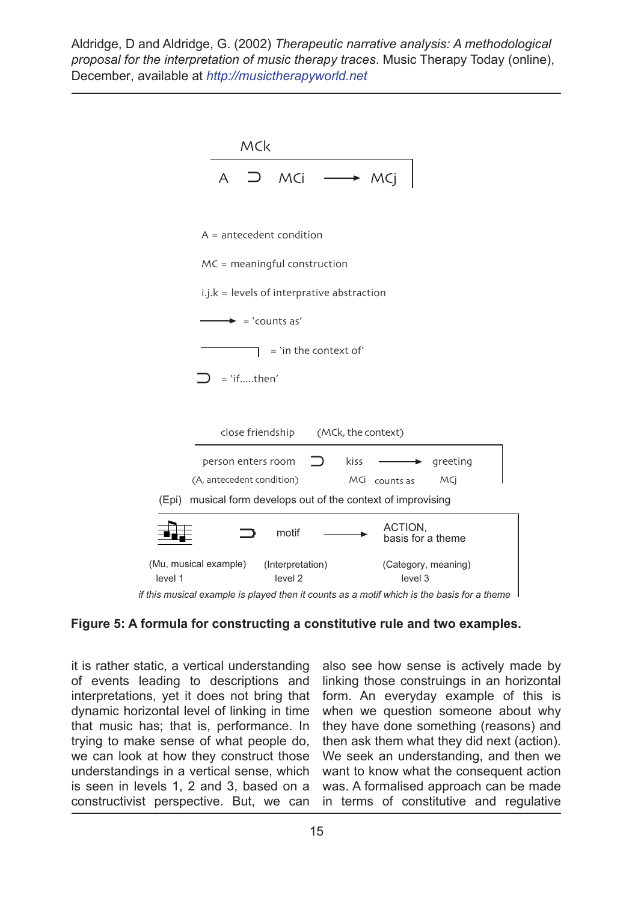Aldridge, D and Aldridge, G. (2002) *Therapeutic narrative analysis: A methodological proposal for the interpretation of music therapy traces*. Music Therapy Today (online), December, available at http://musictherapyworld.net

MCk

A ⊃ MCi ⟶ MCj

A = antecedent condition

MC = meaningful construction

i.j.k = levels of interpretive abstraction

⟶ = 'counts as'

——┐ = 'in the context of'

⊃ = 'if.....then'

close friendship (MCk, the context)

person enters room ⊃ kiss ⟶ greeting

(A, antecedent condition) MCi counts as MCj

(Epi) musical form develops out of the context of improvising

⊃ motif ⟶ ACTION, basis for a theme

(Mu, musical example) level 1 — (Interpretation) level 2 — (Category, meaning) level 3

*if this musical example is played then it counts as a motif which is the basis for a theme*

**Figure 5: A formula for constructing a constitutive rule and two examples.**

it is rather static, a vertical understanding of events leading to descriptions and interpretations, yet it does not bring that dynamic horizontal level of linking in time that music has; that is, performance. In trying to make sense of what people do, we can look at how they construct those understandings in a vertical sense, which is seen in levels 1, 2 and 3, based on a constructivist perspective. But, we can also see how sense is actively made by linking those construings in an horizontal form. An everyday example of this is when we question someone about why they have done something (reasons) and then ask them what they did next (action). We seek an understanding, and then we want to know what the consequent action was. A formalised approach can be made in terms of constitutive and regulative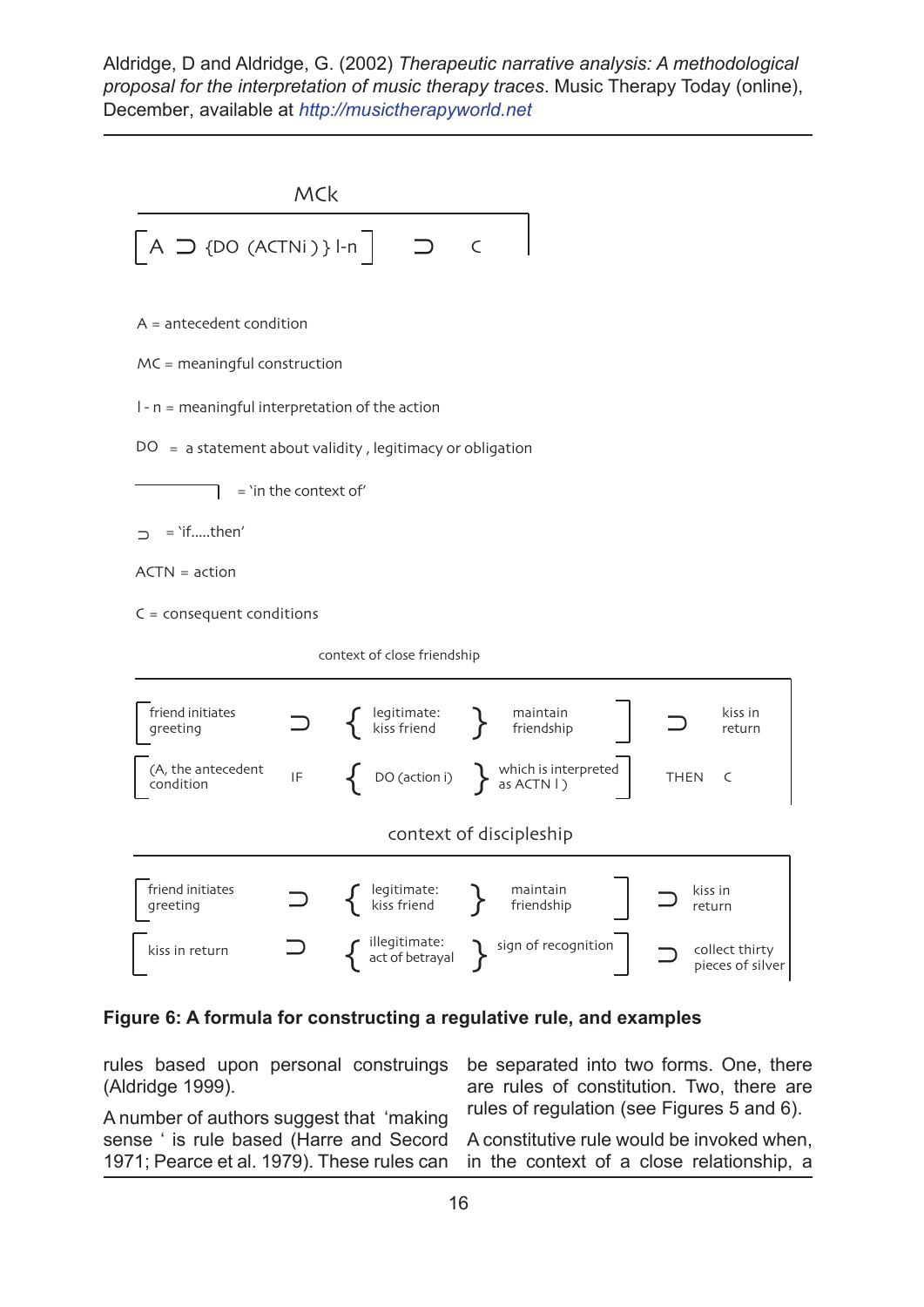MCk

[ A ⊃ {DO (ACTNi ) } I-n ] ⊃ C

A = antecedent condition

MC = meaningful construction

I - n = meaningful interpretation of the action

DO = a statement about validity , legitimacy or obligation

———⌉ = 'in the context of'

⊃ = 'if.....then'

ACTN = action

C = consequent conditions

context of close friendship

| | | | | | |
|---|---|---|---|---|---|
| friend initiates greeting | ⊃ | { legitimate: kiss friend } | maintain friendship | ⊃ | kiss in return |
| (A, the antecedent condition | IF | { DO (action i) } | which is interpreted as ACTN I ) | THEN | C |

context of discipleship

| | | | | | |
|---|---|---|---|---|---|
| friend initiates greeting | ⊃ | { legitimate: kiss friend } | maintain friendship | ⊃ | kiss in return |
| kiss in return | ⊃ | { illegitimate: act of betrayal } | sign of recognition | ⊃ | collect thirty pieces of silver |

**Figure 6: A formula for constructing a regulative rule, and examples**

rules based upon personal construings (Aldridge 1999).

A number of authors suggest that 'making sense ' is rule based (Harre and Secord 1971; Pearce et al. 1979). These rules can be separated into two forms. One, there are rules of constitution. Two, there are rules of regulation (see Figures 5 and 6).

A constitutive rule would be invoked when, in the context of a close relationship, a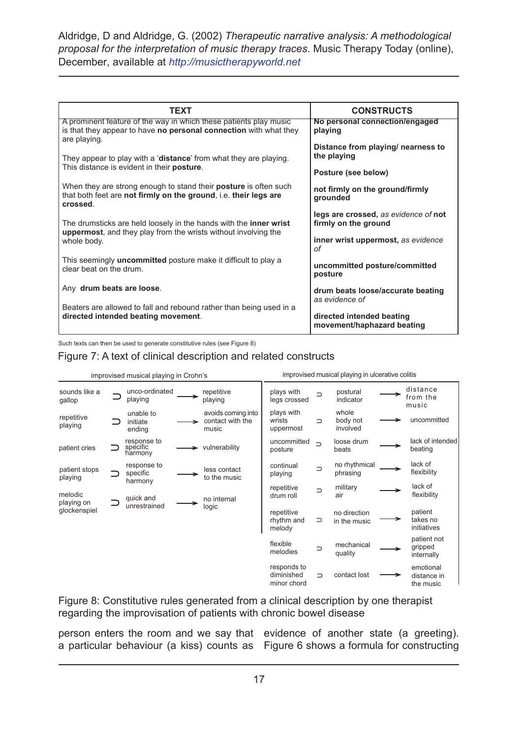| TEXT | CONSTRUCTS |
|---|---|
| A prominent feature of the way in which these patients play music is that they appear to have **no personal connection** with what they are playing. | **No personal connection/engaged playing** |
| They appear to play with a '**distance**' from what they are playing. This distance is evident in their **posture**. | **Distance from playing/ nearness to the playing**<br>**Posture (see below)** |
| When they are strong enough to stand their **posture** is often such that both feet are **not firmly on the ground**, i.e. **their legs are crossed**. | **not firmly on the ground/firmly grounded**<br>**legs are crossed**, *as evidence of* **not firmly on the ground** |
| The drumsticks are held loosely in the hands with the **inner wrist uppermost**, and they play from the wrists without involving the whole body. | **inner wrist uppermost,** *as evidence of* |
| This seemingly **uncommitted** posture make it difficult to play a clear beat on the drum. | **uncommitted posture/committed posture** |
| Any **drum beats are loose**. | **drum beats loose/accurate beating** *as evidence of* |
| Beaters are allowed to fall and rebound rather than being used in a **directed intended beating movement**. | **directed intended beating movement/haphazard beating** |

Such texts can then be used to generate constitutive rules (see Figure 8)

Figure 7: A text of clinical description and related constructs

| improvised musical playing in Crohn's | | | | | improvised musical playing in ulcerative colitis | | | | |
|---|---|---|---|---|---|---|---|---|---|
| sounds like a gallop | ⊃ | unco-ordinated playing | → | repetitive playing | plays with legs crossed | ⊃ | postural indicator | → | distance from the music |
| repetitive playing | ⊃ | unable to initiate ending | → | avoids coming into contact with the music | plays with wrists uppermost | ⊃ | whole body not involved | → | uncommitted |
| patient cries | ⊃ | response to specific harmony | → | vulnerability | uncommitted posture | ⊃ | loose drum beats | → | lack of intended beating |
| patient stops playing | ⊃ | response to specific harmony | → | less contact to the music | continual playing | ⊃ | no rhythmical phrasing | → | lack of flexibility |
| melodic playing on glockenspiel | ⊃ | quick and unrestrained | → | no internal logic | repetitive drum roll | ⊃ | military air | → | lack of flexibility |
| | | | | | repetitive rhythm and melody | ⊃ | no direction in the music | → | patient takes no initiatives |
| | | | | | flexible melodies | ⊃ | mechanical quality | → | patient not gripped internally |
| | | | | | responds to diminished minor chord | ⊃ | contact lost | → | emotional distance in the music |

Figure 8: Constitutive rules generated from a clinical description by one therapist regarding the improvisation of patients with chronic bowel disease

person enters the room and we say that a particular behaviour (a kiss) counts as evidence of another state (a greeting). Figure 6 shows a formula for constructing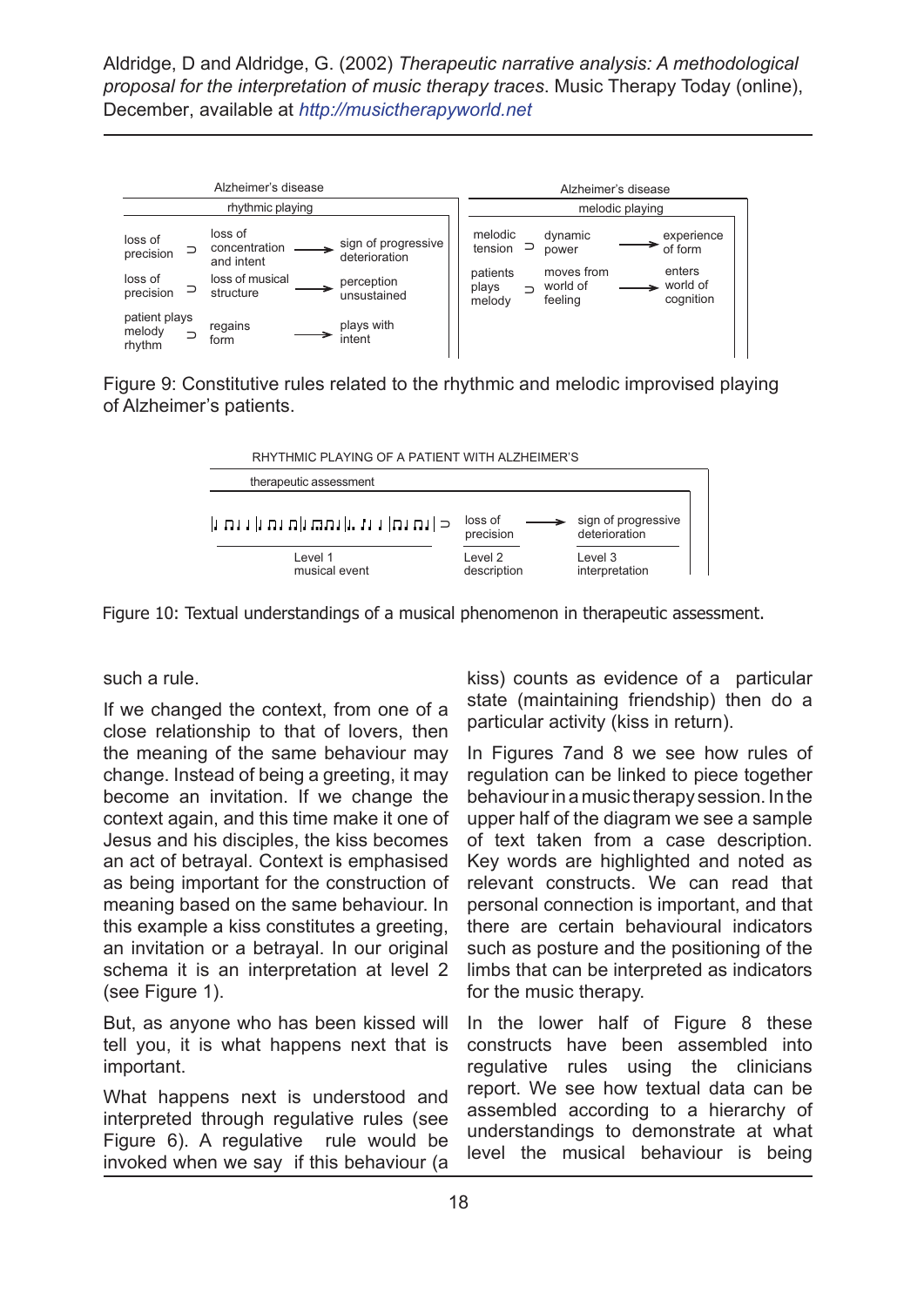Alzheimer's disease

| rhythmic playing | | | | |
|---|---|---|---|---|
| loss of precision | ⊃ | loss of concentration and intent | → | sign of progressive deterioration |
| loss of precision | ⊃ | loss of musical structure | → | perception unsustained |
| patient plays melody rhythm | ⊃ | regains form | → | plays with intent |

Alzheimer's disease

| melodic playing | | | | |
|---|---|---|---|---|
| melodic tension | ⊃ | dynamic power | → | experience of form |
| patients plays melody | ⊃ | moves from world of feeling | → | enters world of cognition |

Figure 9: Constitutive rules related to the rhythmic and melodic improvised playing of Alzheimer's patients.

RHYTHMIC PLAYING OF A PATIENT WITH ALZHEIMER'S

| therapeutic assessment | | | | |
|---|---|---|---|---|
| [rhythmic notation] | ⊃ | loss of precision | → | sign of progressive deterioration |
| Level 1 musical event | | Level 2 description | | Level 3 interpretation |

Figure 10: Textual understandings of a musical phenomenon in therapeutic assessment.

such a rule.

If we changed the context, from one of a close relationship to that of lovers, then the meaning of the same behaviour may change. Instead of being a greeting, it may become an invitation. If we change the context again, and this time make it one of Jesus and his disciples, the kiss becomes an act of betrayal. Context is emphasised as being important for the construction of meaning based on the same behaviour. In this example a kiss constitutes a greeting, an invitation or a betrayal. In our original schema it is an interpretation at level 2 (see Figure 1).

But, as anyone who has been kissed will tell you, it is what happens next that is important.

What happens next is understood and interpreted through regulative rules (see Figure 6). A regulative rule would be invoked when we say if this behaviour (a kiss) counts as evidence of a particular state (maintaining friendship) then do a particular activity (kiss in return).

In Figures 7and 8 we see how rules of regulation can be linked to piece together behaviour in a music therapy session. In the upper half of the diagram we see a sample of text taken from a case description. Key words are highlighted and noted as relevant constructs. We can read that personal connection is important, and that there are certain behavioural indicators such as posture and the positioning of the limbs that can be interpreted as indicators for the music therapy.

In the lower half of Figure 8 these constructs have been assembled into regulative rules using the clinicians report. We see how textual data can be assembled according to a hierarchy of understandings to demonstrate at what level the musical behaviour is being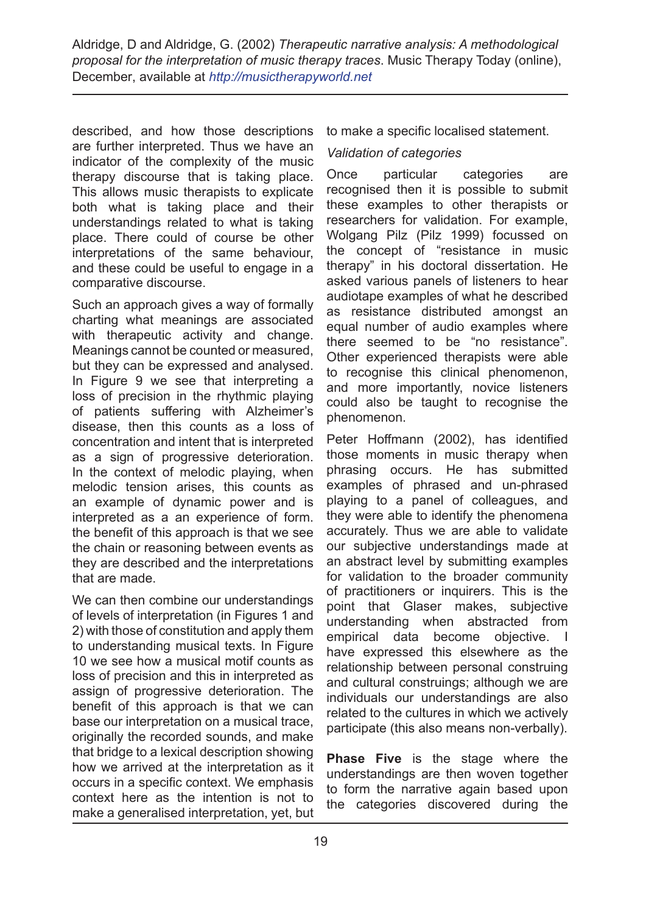described, and how those descriptions are further interpreted. Thus we have an indicator of the complexity of the music therapy discourse that is taking place. This allows music therapists to explicate both what is taking place and their understandings related to what is taking place. There could of course be other interpretations of the same behaviour, and these could be useful to engage in a comparative discourse.

Such an approach gives a way of formally charting what meanings are associated with therapeutic activity and change. Meanings cannot be counted or measured, but they can be expressed and analysed. In Figure 9 we see that interpreting a loss of precision in the rhythmic playing of patients suffering with Alzheimer's disease, then this counts as a loss of concentration and intent that is interpreted as a sign of progressive deterioration. In the context of melodic playing, when melodic tension arises, this counts as an example of dynamic power and is interpreted as a an experience of form. the benefit of this approach is that we see the chain or reasoning between events as they are described and the interpretations that are made.

We can then combine our understandings of levels of interpretation (in Figures 1 and 2) with those of constitution and apply them to understanding musical texts. In Figure 10 we see how a musical motif counts as loss of precision and this in interpreted as assign of progressive deterioration. The benefit of this approach is that we can base our interpretation on a musical trace, originally the recorded sounds, and make that bridge to a lexical description showing how we arrived at the interpretation as it occurs in a specific context. We emphasis context here as the intention is not to make a generalised interpretation, yet, but to make a specific localised statement.

*Validation of categories*

Once particular categories are recognised then it is possible to submit these examples to other therapists or researchers for validation. For example, Wolgang Pilz (Pilz 1999) focussed on the concept of "resistance in music therapy" in his doctoral dissertation. He asked various panels of listeners to hear audiotape examples of what he described as resistance distributed amongst an equal number of audio examples where there seemed to be "no resistance". Other experienced therapists were able to recognise this clinical phenomenon, and more importantly, novice listeners could also be taught to recognise the phenomenon.

Peter Hoffmann (2002), has identified those moments in music therapy when phrasing occurs. He has submitted examples of phrased and un-phrased playing to a panel of colleagues, and they were able to identify the phenomena accurately. Thus we are able to validate our subjective understandings made at an abstract level by submitting examples for validation to the broader community of practitioners or inquirers. This is the point that Glaser makes, subjective understanding when abstracted from empirical data become objective. I have expressed this elsewhere as the relationship between personal construing and cultural construings; although we are individuals our understandings are also related to the cultures in which we actively participate (this also means non-verbally).

**Phase Five** is the stage where the understandings are then woven together to form the narrative again based upon the categories discovered during the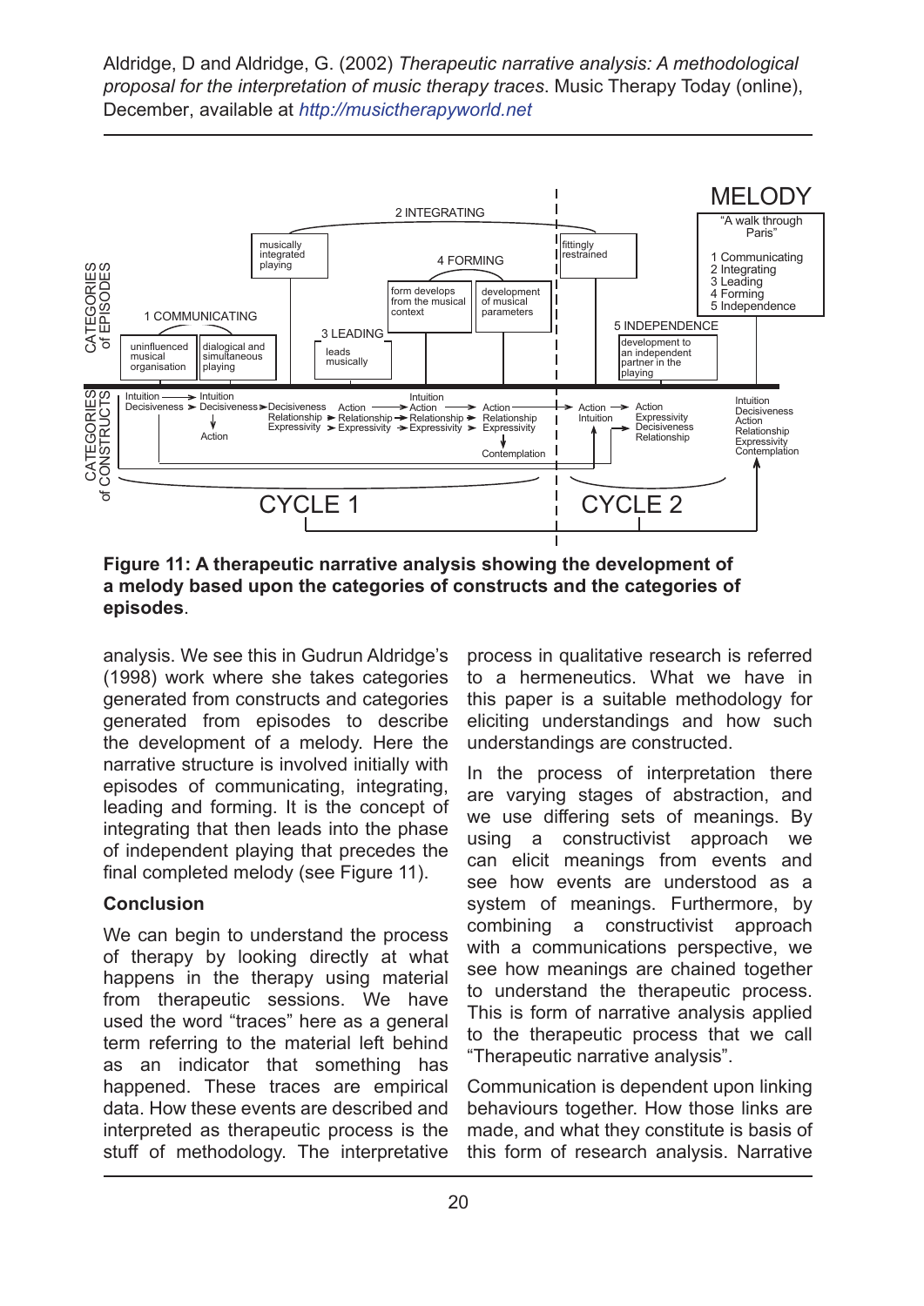**Figure 11: A therapeutic narrative analysis showing the development of a melody based upon the categories of constructs and the categories of episodes**.

analysis. We see this in Gudrun Aldridge's (1998) work where she takes categories generated from constructs and categories generated from episodes to describe the development of a melody. Here the narrative structure is involved initially with episodes of communicating, integrating, leading and forming. It is the concept of integrating that then leads into the phase of independent playing that precedes the final completed melody (see Figure 11).

## Conclusion

We can begin to understand the process of therapy by looking directly at what happens in the therapy using material from therapeutic sessions. We have used the word "traces" here as a general term referring to the material left behind as an indicator that something has happened. These traces are empirical data. How these events are described and interpreted as therapeutic process is the stuff of methodology. The interpretative process in qualitative research is referred to a hermeneutics. What we have in this paper is a suitable methodology for eliciting understandings and how such understandings are constructed.

In the process of interpretation there are varying stages of abstraction, and we use differing sets of meanings. By using a constructivist approach we can elicit meanings from events and see how events are understood as a system of meanings. Furthermore, by combining a constructivist approach with a communications perspective, we see how meanings are chained together to understand the therapeutic process. This is form of narrative analysis applied to the therapeutic process that we call "Therapeutic narrative analysis".

Communication is dependent upon linking behaviours together. How those links are made, and what they constitute is basis of this form of research analysis. Narrative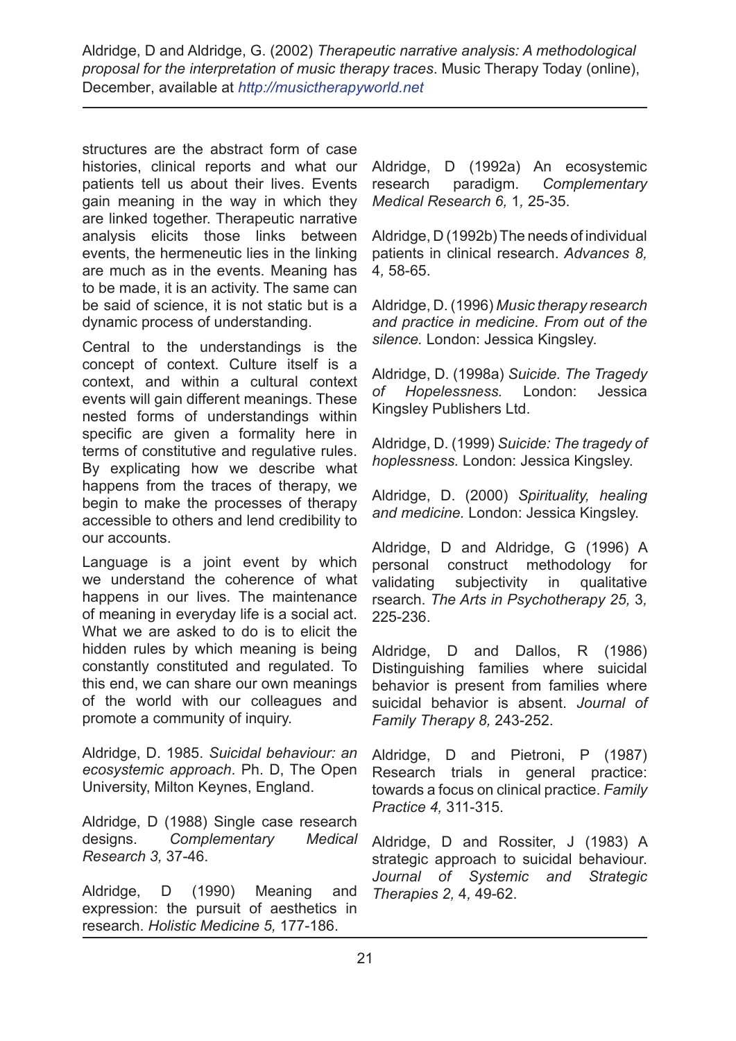structures are the abstract form of case histories, clinical reports and what our patients tell us about their lives. Events gain meaning in the way in which they are linked together. Therapeutic narrative analysis elicits those links between events, the hermeneutic lies in the linking are much as in the events. Meaning has to be made, it is an activity. The same can be said of science, it is not static but is a dynamic process of understanding.

Central to the understandings is the concept of context. Culture itself is a context, and within a cultural context events will gain different meanings. These nested forms of understandings within specific are given a formality here in terms of constitutive and regulative rules. By explicating how we describe what happens from the traces of therapy, we begin to make the processes of therapy accessible to others and lend credibility to our accounts.

Language is a joint event by which we understand the coherence of what happens in our lives. The maintenance of meaning in everyday life is a social act. What we are asked to do is to elicit the hidden rules by which meaning is being constantly constituted and regulated. To this end, we can share our own meanings of the world with our colleagues and promote a community of inquiry.

Aldridge, D. 1985. *Suicidal behaviour: an ecosystemic approach*. Ph. D, The Open University, Milton Keynes, England.

Aldridge, D (1988) Single case research designs. *Complementary Medical Research 3,* 37-46.

Aldridge, D (1990) Meaning and expression: the pursuit of aesthetics in research. *Holistic Medicine 5,* 177-186.

Aldridge, D (1992a) An ecosystemic research paradigm. *Complementary Medical Research 6,* 1*,* 25-35.

Aldridge, D (1992b) The needs of individual patients in clinical research. *Advances 8,* 4*,* 58-65.

Aldridge, D. (1996) *Music therapy research and practice in medicine. From out of the silence.* London: Jessica Kingsley.

Aldridge, D. (1998a) *Suicide. The Tragedy of Hopelessness.* London: Jessica Kingsley Publishers Ltd.

Aldridge, D. (1999) *Suicide: The tragedy of hoplessness.* London: Jessica Kingsley.

Aldridge, D. (2000) *Spirituality, healing and medicine.* London: Jessica Kingsley.

Aldridge, D and Aldridge, G (1996) A personal construct methodology for validating subjectivity in qualitative rsearch. *The Arts in Psychotherapy 25,* 3*,* 225-236.

Aldridge, D and Dallos, R (1986) Distinguishing families where suicidal behavior is present from families where suicidal behavior is absent. *Journal of Family Therapy 8,* 243-252.

Aldridge, D and Pietroni, P (1987) Research trials in general practice: towards a focus on clinical practice. *Family Practice 4,* 311-315.

Aldridge, D and Rossiter, J (1983) A strategic approach to suicidal behaviour. *Journal of Systemic and Strategic Therapies 2,* 4*,* 49-62.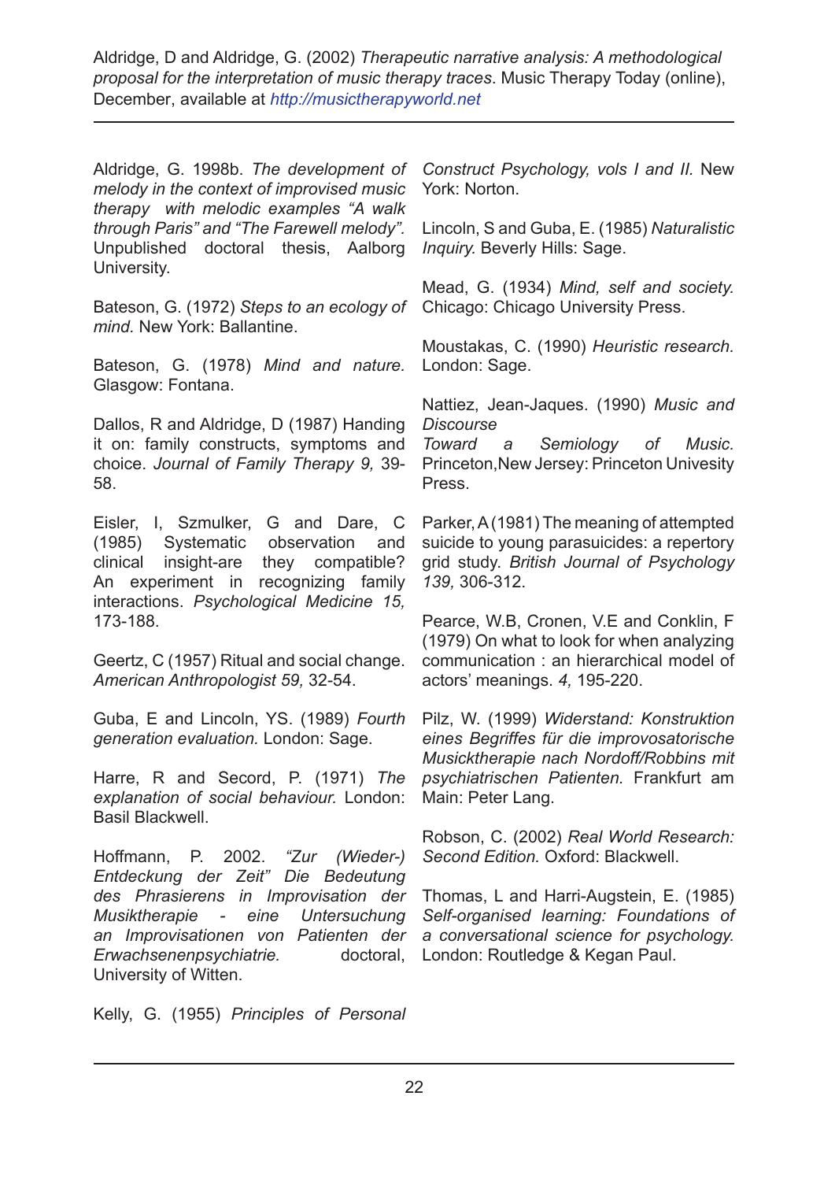Aldridge, G. 1998b. *The development of melody in the context of improvised music therapy with melodic examples "A walk through Paris" and "The Farewell melody".* Unpublished doctoral thesis, Aalborg University.

Bateson, G. (1972) *Steps to an ecology of mind.* New York: Ballantine.

Bateson, G. (1978) *Mind and nature.* Glasgow: Fontana.

Dallos, R and Aldridge, D (1987) Handing it on: family constructs, symptoms and choice. *Journal of Family Therapy 9,* 39-58.

Eisler, I, Szmulker, G and Dare, C (1985) Systematic observation and clinical insight-are they compatible? An experiment in recognizing family interactions. *Psychological Medicine 15,* 173-188.

Geertz, C (1957) Ritual and social change. *American Anthropologist 59,* 32-54.

Guba, E and Lincoln, YS. (1989) *Fourth generation evaluation.* London: Sage.

Harre, R and Secord, P. (1971) *The explanation of social behaviour.* London: Basil Blackwell.

Hoffmann, P. 2002. *"Zur (Wieder-) Entdeckung der Zeit" Die Bedeutung des Phrasierens in Improvisation der Musiktherapie - eine Untersuchung an Improvisationen von Patienten der Erwachsenenpsychiatrie.* doctoral, University of Witten.

Kelly, G. (1955) *Principles of Personal Construct Psychology, vols I and II.* New York: Norton.

Lincoln, S and Guba, E. (1985) *Naturalistic Inquiry.* Beverly Hills: Sage.

Mead, G. (1934) *Mind, self and society.* Chicago: Chicago University Press.

Moustakas, C. (1990) *Heuristic research.* London: Sage.

Nattiez, Jean-Jaques. (1990) *Music and Discourse Toward a Semiology of Music.* Princeton,New Jersey: Princeton Univesity Press.

Parker, A (1981) The meaning of attempted suicide to young parasuicides: a repertory grid study. *British Journal of Psychology 139,* 306-312.

Pearce, W.B, Cronen, V.E and Conklin, F (1979) On what to look for when analyzing communication : an hierarchical model of actors' meanings. *4,* 195-220.

Pilz, W. (1999) *Widerstand: Konstruktion eines Begriffes für die improvosatorische Musicktherapie nach Nordoff/Robbins mit psychiatrischen Patienten.* Frankfurt am Main: Peter Lang.

Robson, C. (2002) *Real World Research: Second Edition.* Oxford: Blackwell.

Thomas, L and Harri-Augstein, E. (1985) *Self-organised learning: Foundations of a conversational science for psychology.* London: Routledge & Kegan Paul.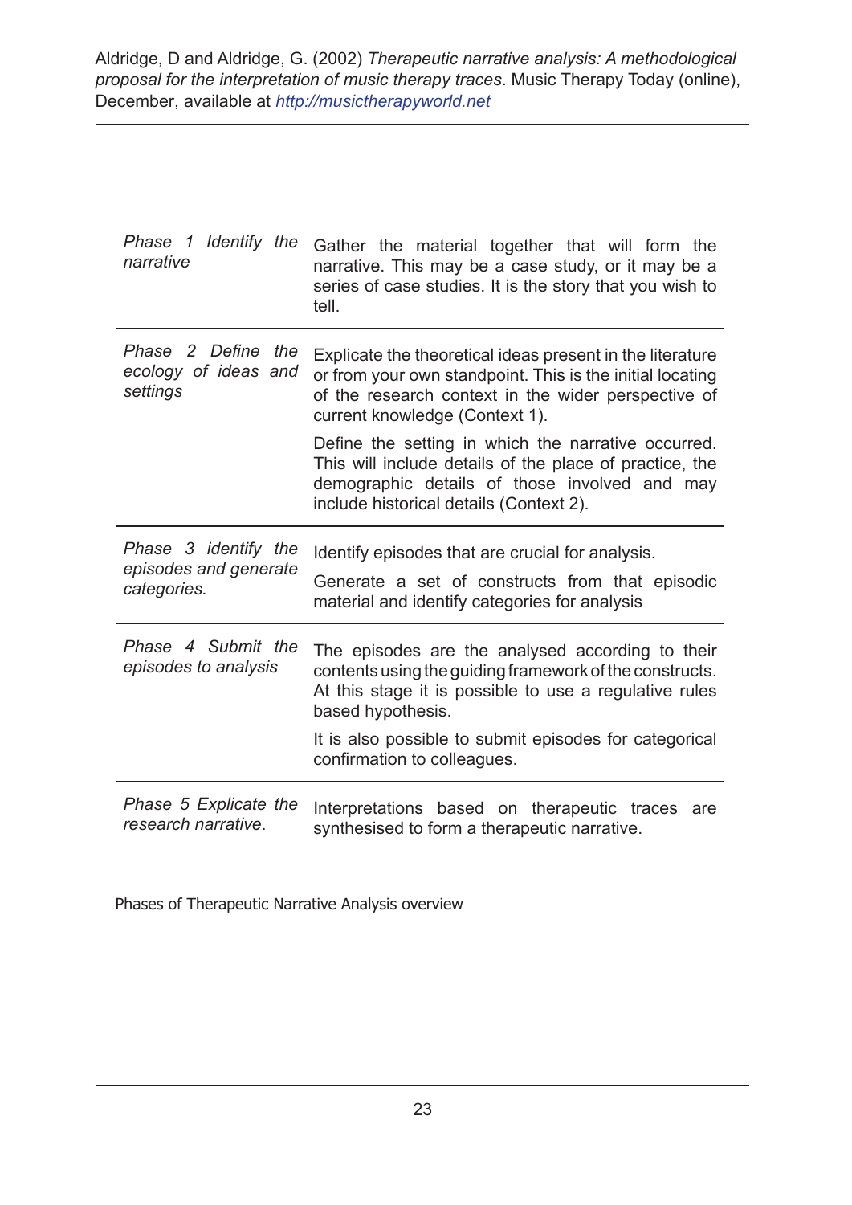| | |
|---|---|
| *Phase 1 Identify the narrative* | Gather the material together that will form the narrative. This may be a case study, or it may be a series of case studies. It is the story that you wish to tell. |
| *Phase 2 Define the ecology of ideas and settings* | Explicate the theoretical ideas present in the literature or from your own standpoint. This is the initial locating of the research context in the wider perspective of current knowledge (Context 1).<br><br>Define the setting in which the narrative occurred. This will include details of the place of practice, the demographic details of those involved and may include historical details (Context 2). |
| *Phase 3 identify the episodes and generate categories.* | Identify episodes that are crucial for analysis.<br><br>Generate a set of constructs from that episodic material and identify categories for analysis |
| *Phase 4 Submit the episodes to analysis* | The episodes are the analysed according to their contents using the guiding framework of the constructs. At this stage it is possible to use a regulative rules based hypothesis.<br><br>It is also possible to submit episodes for categorical confirmation to colleagues. |
| *Phase 5 Explicate the research narrative.* | Interpretations based on therapeutic traces are synthesised to form a therapeutic narrative. |

Phases of Therapeutic Narrative Analysis overview